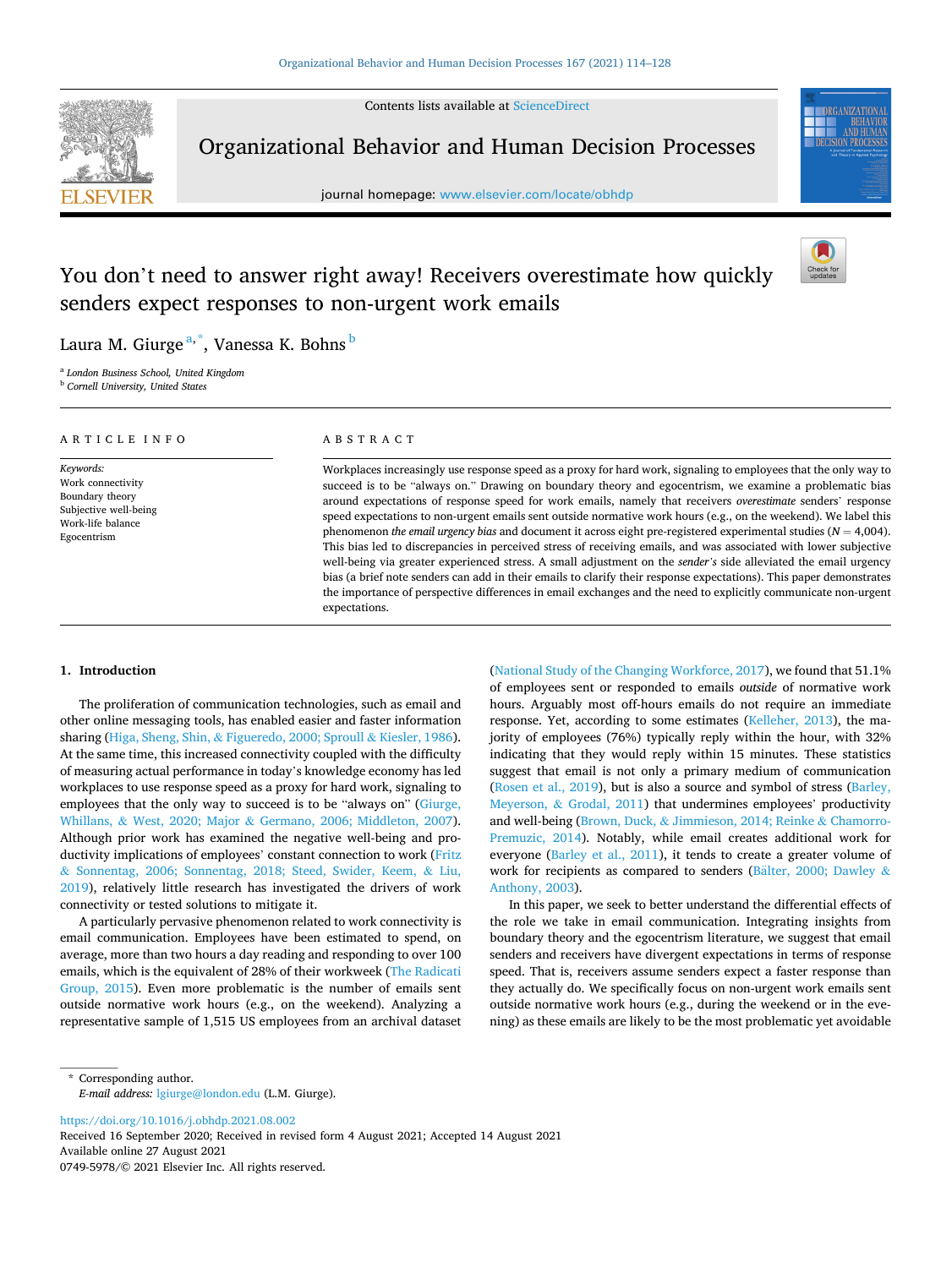Contents lists available at ScienceDirect

# Organizational Behavior and Human Decision Processes

journal homepage: www.elsevier.com/locate/obhdp

# You don't need to answer right away! Receivers overestimate how quickly senders expect responses to non-urgent work emails

Laura M. Giurge [a,*], Vanessa K. Bohns [b]

[a] London Business School, United Kingdom
[b] Cornell University, United States

ARTICLE INFO

*Keywords:*
Work connectivity
Boundary theory
Subjective well-being
Work-life balance
Egocentrism

ABSTRACT

Workplaces increasingly use response speed as a proxy for hard work, signaling to employees that the only way to succeed is to be "always on." Drawing on boundary theory and egocentrism, we examine a problematic bias around expectations of response speed for work emails, namely that receivers *overestimate* senders' response speed expectations to non-urgent emails sent outside normative work hours (e.g., on the weekend). We label this phenomenon *the email urgency bias* and document it across eight pre-registered experimental studies ($N = 4{,}004$). This bias led to discrepancies in perceived stress of receiving emails, and was associated with lower subjective well-being via greater experienced stress. A small adjustment on the *sender's* side alleviated the email urgency bias (a brief note senders can add in their emails to clarify their response expectations). This paper demonstrates the importance of perspective differences in email exchanges and the need to explicitly communicate non-urgent expectations.

## 1. Introduction

The proliferation of communication technologies, such as email and other online messaging tools, has enabled easier and faster information sharing (Higa, Sheng, Shin, & Figueredo, 2000; Sproull & Kiesler, 1986). At the same time, this increased connectivity coupled with the difficulty of measuring actual performance in today's knowledge economy has led workplaces to use response speed as a proxy for hard work, signaling to employees that the only way to succeed is to be "always on" (Giurge, Whillans, & West, 2020; Major & Germano, 2006; Middleton, 2007). Although prior work has examined the negative well-being and productivity implications of employees' constant connection to work (Fritz & Sonnentag, 2006; Sonnentag, 2018; Steed, Swider, Keem, & Liu, 2019), relatively little research has investigated the drivers of work connectivity or tested solutions to mitigate it.

A particularly pervasive phenomenon related to work connectivity is email communication. Employees have been estimated to spend, on average, more than two hours a day reading and responding to over 100 emails, which is the equivalent of 28% of their workweek (The Radicati Group, 2015). Even more problematic is the number of emails sent outside normative work hours (e.g., on the weekend). Analyzing a representative sample of 1,515 US employees from an archival dataset (National Study of the Changing Workforce, 2017), we found that 51.1% of employees sent or responded to emails *outside* of normative work hours. Arguably most off-hours emails do not require an immediate response. Yet, according to some estimates (Kelleher, 2013), the majority of employees (76%) typically reply within the hour, with 32% indicating that they would reply within 15 minutes. These statistics suggest that email is not only a primary medium of communication (Rosen et al., 2019), but is also a source and symbol of stress (Barley, Meyerson, & Grodal, 2011) that undermines employees' productivity and well-being (Brown, Duck, & Jimmieson, 2014; Reinke & Chamorro-Premuzic, 2014). Notably, while email creates additional work for everyone (Barley et al., 2011), it tends to create a greater volume of work for recipients as compared to senders (Bälter, 2000; Dawley & Anthony, 2003).

In this paper, we seek to better understand the differential effects of the role we take in email communication. Integrating insights from boundary theory and the egocentrism literature, we suggest that email senders and receivers have divergent expectations in terms of response speed. That is, receivers assume senders expect a faster response than they actually do. We specifically focus on non-urgent work emails sent outside normative work hours (e.g., during the weekend or in the evening) as these emails are likely to be the most problematic yet avoidable

\* Corresponding author.
*E-mail address:* lgiurge@london.edu (L.M. Giurge).

https://doi.org/10.1016/j.obhdp.2021.08.002
Received 16 September 2020; Received in revised form 4 August 2021; Accepted 14 August 2021
Available online 27 August 2021
0749-5978/© 2021 Elsevier Inc. All rights reserved.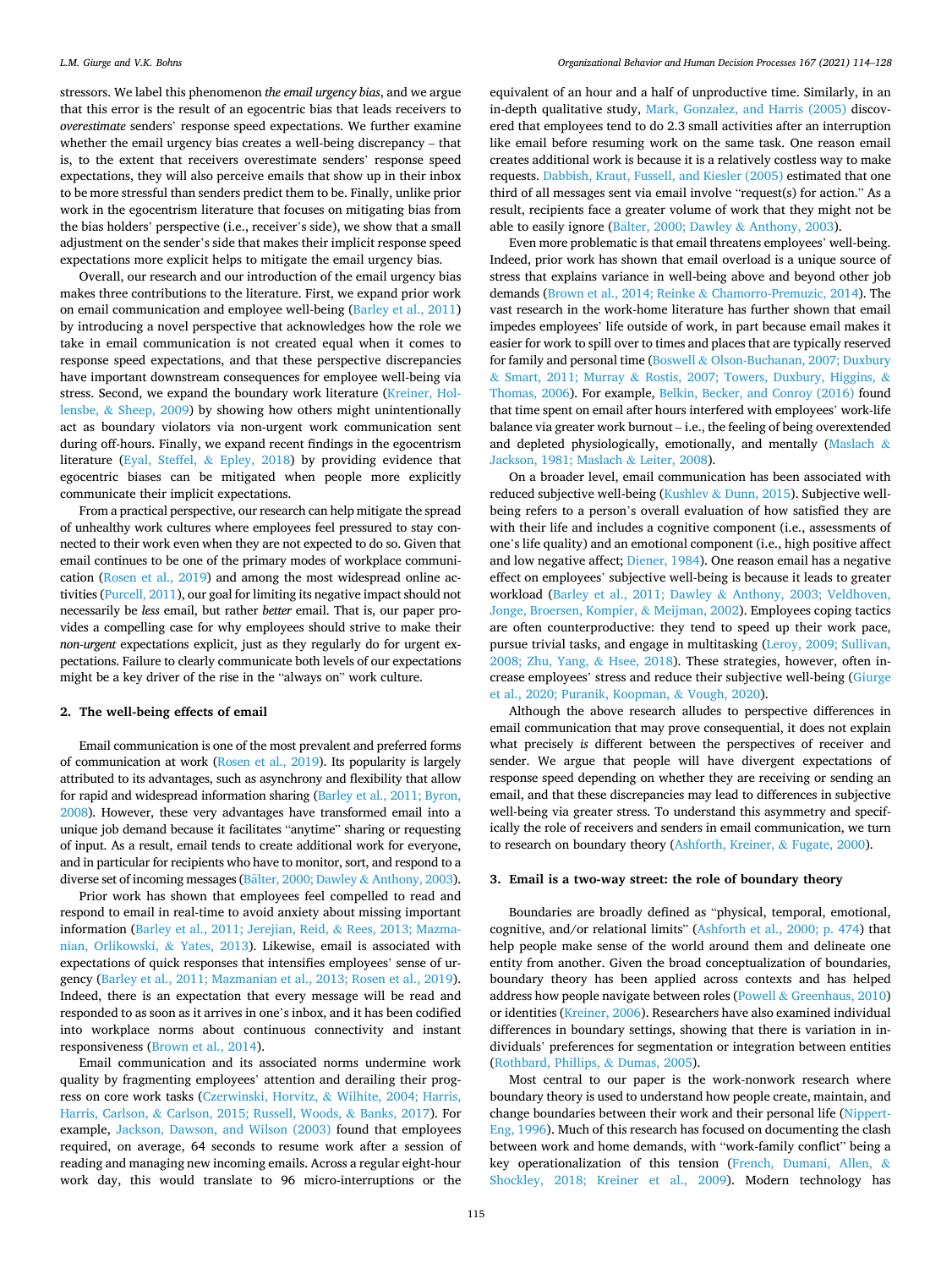stressors. We label this phenomenon *the email urgency bias*, and we argue that this error is the result of an egocentric bias that leads receivers to *overestimate* senders' response speed expectations. We further examine whether the email urgency bias creates a well-being discrepancy – that is, to the extent that receivers overestimate senders' response speed expectations, they will also perceive emails that show up in their inbox to be more stressful than senders predict them to be. Finally, unlike prior work in the egocentrism literature that focuses on mitigating bias from the bias holders' perspective (i.e., receiver's side), we show that a small adjustment on the sender's side that makes their implicit response speed expectations more explicit helps to mitigate the email urgency bias.

Overall, our research and our introduction of the email urgency bias makes three contributions to the literature. First, we expand prior work on email communication and employee well-being (Barley et al., 2011) by introducing a novel perspective that acknowledges how the role we take in email communication is not created equal when it comes to response speed expectations, and that these perspective discrepancies have important downstream consequences for employee well-being via stress. Second, we expand the boundary work literature (Kreiner, Hollensbe, & Sheep, 2009) by showing how others might unintentionally act as boundary violators via non-urgent work communication sent during off-hours. Finally, we expand recent findings in the egocentrism literature (Eyal, Steffel, & Epley, 2018) by providing evidence that egocentric biases can be mitigated when people more explicitly communicate their implicit expectations.

From a practical perspective, our research can help mitigate the spread of unhealthy work cultures where employees feel pressured to stay connected to their work even when they are not expected to do so. Given that email continues to be one of the primary modes of workplace communication (Rosen et al., 2019) and among the most widespread online activities (Purcell, 2011), our goal for limiting its negative impact should not necessarily be *less* email, but rather *better* email. That is, our paper provides a compelling case for why employees should strive to make their *non-urgent* expectations explicit, just as they regularly do for urgent expectations. Failure to clearly communicate both levels of our expectations might be a key driver of the rise in the "always on" work culture.

## 2. The well-being effects of email

Email communication is one of the most prevalent and preferred forms of communication at work (Rosen et al., 2019). Its popularity is largely attributed to its advantages, such as asynchrony and flexibility that allow for rapid and widespread information sharing (Barley et al., 2011; Byron, 2008). However, these very advantages have transformed email into a unique job demand because it facilitates "anytime" sharing or requesting of input. As a result, email tends to create additional work for everyone, and in particular for recipients who have to monitor, sort, and respond to a diverse set of incoming messages (Bälter, 2000; Dawley & Anthony, 2003).

Prior work has shown that employees feel compelled to read and respond to email in real-time to avoid anxiety about missing important information (Barley et al., 2011; Jerejian, Reid, & Rees, 2013; Mazmanian, Orlikowski, & Yates, 2013). Likewise, email is associated with expectations of quick responses that intensifies employees' sense of urgency (Barley et al., 2011; Mazmanian et al., 2013; Rosen et al., 2019). Indeed, there is an expectation that every message will be read and responded to as soon as it arrives in one's inbox, and it has been codified into workplace norms about continuous connectivity and instant responsiveness (Brown et al., 2014).

Email communication and its associated norms undermine work quality by fragmenting employees' attention and derailing their progress on core work tasks (Czerwinski, Horvitz, & Wilhite, 2004; Harris, Harris, Carlson, & Carlson, 2015; Russell, Woods, & Banks, 2017). For example, Jackson, Dawson, and Wilson (2003) found that employees required, on average, 64 seconds to resume work after a session of reading and managing new incoming emails. Across a regular eight-hour work day, this would translate to 96 micro-interruptions or the equivalent of an hour and a half of unproductive time. Similarly, in an in-depth qualitative study, Mark, Gonzalez, and Harris (2005) discovered that employees tend to do 2.3 small activities after an interruption like email before resuming work on the same task. One reason email creates additional work is because it is a relatively costless way to make requests. Dabbish, Kraut, Fussell, and Kiesler (2005) estimated that one third of all messages sent via email involve "request(s) for action." As a result, recipients face a greater volume of work that they might not be able to easily ignore (Bälter, 2000; Dawley & Anthony, 2003).

Even more problematic is that email threatens employees' well-being. Indeed, prior work has shown that email overload is a unique source of stress that explains variance in well-being above and beyond other job demands (Brown et al., 2014; Reinke & Chamorro-Premuzic, 2014). The vast research in the work-home literature has further shown that email impedes employees' life outside of work, in part because email makes it easier for work to spill over to times and places that are typically reserved for family and personal time (Boswell & Olson-Buchanan, 2007; Duxbury & Smart, 2011; Murray & Rostis, 2007; Towers, Duxbury, Higgins, & Thomas, 2006). For example, Belkin, Becker, and Conroy (2016) found that time spent on email after hours interfered with employees' work-life balance via greater work burnout – i.e., the feeling of being overextended and depleted physiologically, emotionally, and mentally (Maslach & Jackson, 1981; Maslach & Leiter, 2008).

On a broader level, email communication has been associated with reduced subjective well-being (Kushlev & Dunn, 2015). Subjective well-being refers to a person's overall evaluation of how satisfied they are with their life and includes a cognitive component (i.e., assessments of one's life quality) and an emotional component (i.e., high positive affect and low negative affect; Diener, 1984). One reason email has a negative effect on employees' subjective well-being is because it leads to greater workload (Barley et al., 2011; Dawley & Anthony, 2003; Veldhoven, Jonge, Broersen, Kompier, & Meijman, 2002). Employees coping tactics are often counterproductive: they tend to speed up their work pace, pursue trivial tasks, and engage in multitasking (Leroy, 2009; Sullivan, 2008; Zhu, Yang, & Hsee, 2018). These strategies, however, often increase employees' stress and reduce their subjective well-being (Giurge et al., 2020; Puranik, Koopman, & Vough, 2020).

Although the above research alludes to perspective differences in email communication that may prove consequential, it does not explain what precisely *is* different between the perspectives of receiver and sender. We argue that people will have divergent expectations of response speed depending on whether they are receiving or sending an email, and that these discrepancies may lead to differences in subjective well-being via greater stress. To understand this asymmetry and specifically the role of receivers and senders in email communication, we turn to research on boundary theory (Ashforth, Kreiner, & Fugate, 2000).

## 3. Email is a two-way street: the role of boundary theory

Boundaries are broadly defined as "physical, temporal, emotional, cognitive, and/or relational limits" (Ashforth et al., 2000; p. 474) that help people make sense of the world around them and delineate one entity from another. Given the broad conceptualization of boundaries, boundary theory has been applied across contexts and has helped address how people navigate between roles (Powell & Greenhaus, 2010) or identities (Kreiner, 2006). Researchers have also examined individual differences in boundary settings, showing that there is variation in individuals' preferences for segmentation or integration between entities (Rothbard, Phillips, & Dumas, 2005).

Most central to our paper is the work-nonwork research where boundary theory is used to understand how people create, maintain, and change boundaries between their work and their personal life (Nippert-Eng, 1996). Much of this research has focused on documenting the clash between work and home demands, with "work-family conflict" being a key operationalization of this tension (French, Dumani, Allen, & Shockley, 2018; Kreiner et al., 2009). Modern technology has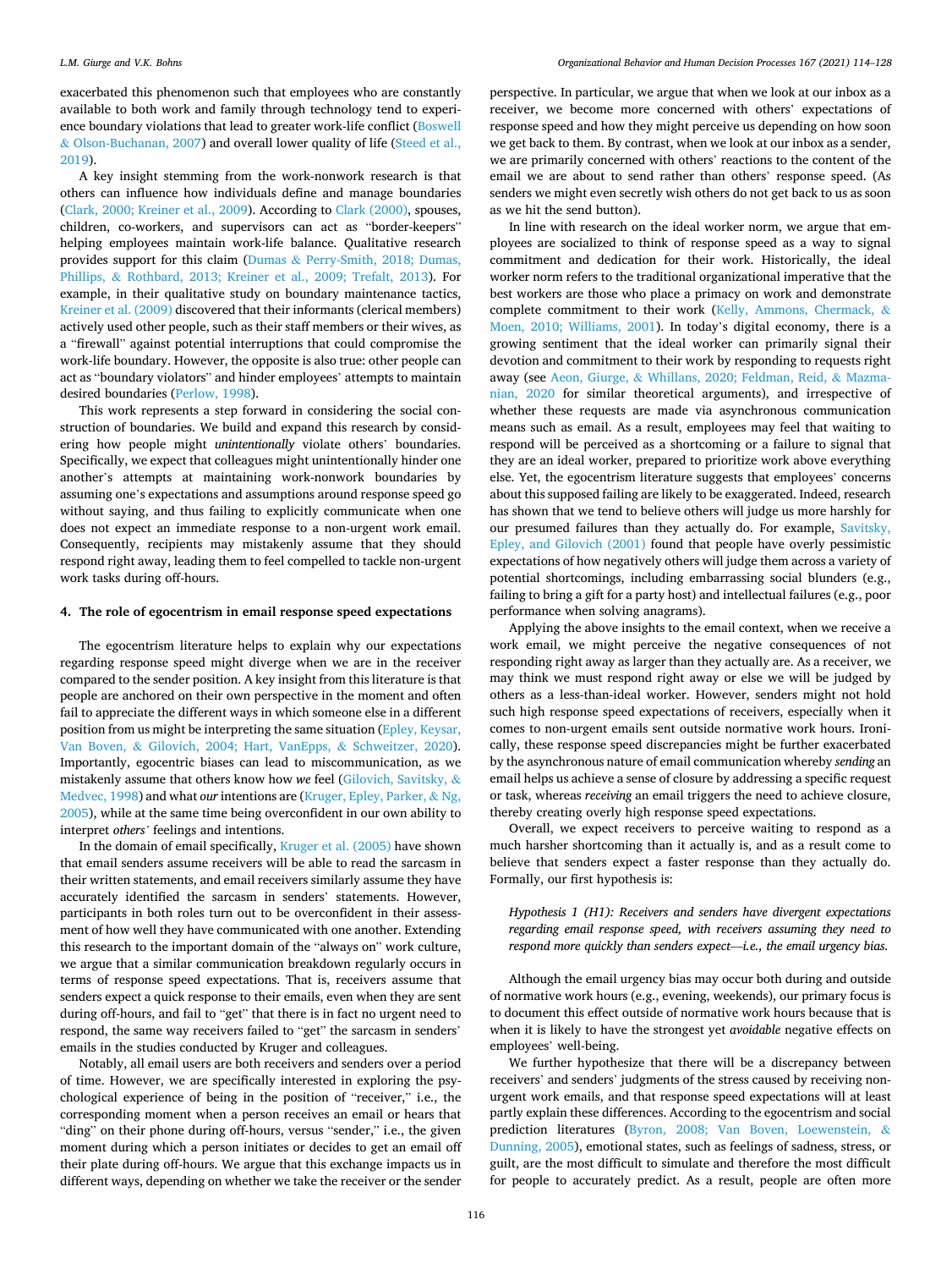exacerbated this phenomenon such that employees who are constantly available to both work and family through technology tend to experience boundary violations that lead to greater work-life conflict (Boswell & Olson-Buchanan, 2007) and overall lower quality of life (Steed et al., 2019).

A key insight stemming from the work-nonwork research is that others can influence how individuals define and manage boundaries (Clark, 2000; Kreiner et al., 2009). According to Clark (2000), spouses, children, co-workers, and supervisors can act as "border-keepers" helping employees maintain work-life balance. Qualitative research provides support for this claim (Dumas & Perry-Smith, 2018; Dumas, Phillips, & Rothbard, 2013; Kreiner et al., 2009; Trefalt, 2013). For example, in their qualitative study on boundary maintenance tactics, Kreiner et al. (2009) discovered that their informants (clerical members) actively used other people, such as their staff members or their wives, as a "firewall" against potential interruptions that could compromise the work-life boundary. However, the opposite is also true: other people can act as "boundary violators" and hinder employees' attempts to maintain desired boundaries (Perlow, 1998).

This work represents a step forward in considering the social construction of boundaries. We build and expand this research by considering how people might *unintentionally* violate others' boundaries. Specifically, we expect that colleagues might unintentionally hinder one another's attempts at maintaining work-nonwork boundaries by assuming one's expectations and assumptions around response speed go without saying, and thus failing to explicitly communicate when one does not expect an immediate response to a non-urgent work email. Consequently, recipients may mistakenly assume that they should respond right away, leading them to feel compelled to tackle non-urgent work tasks during off-hours.

## 4. The role of egocentrism in email response speed expectations

The egocentrism literature helps to explain why our expectations regarding response speed might diverge when we are in the receiver compared to the sender position. A key insight from this literature is that people are anchored on their own perspective in the moment and often fail to appreciate the different ways in which someone else in a different position from us might be interpreting the same situation (Epley, Keysar, Van Boven, & Gilovich, 2004; Hart, VanEpps, & Schweitzer, 2020). Importantly, egocentric biases can lead to miscommunication, as we mistakenly assume that others know how *we* feel (Gilovich, Savitsky, & Medvec, 1998) and what *our* intentions are (Kruger, Epley, Parker, & Ng, 2005), while at the same time being overconfident in our own ability to interpret *others'* feelings and intentions.

In the domain of email specifically, Kruger et al. (2005) have shown that email senders assume receivers will be able to read the sarcasm in their written statements, and email receivers similarly assume they have accurately identified the sarcasm in senders' statements. However, participants in both roles turn out to be overconfident in their assessment of how well they have communicated with one another. Extending this research to the important domain of the "always on" work culture, we argue that a similar communication breakdown regularly occurs in terms of response speed expectations. That is, receivers assume that senders expect a quick response to their emails, even when they are sent during off-hours, and fail to "get" that there is in fact no urgent need to respond, the same way receivers failed to "get" the sarcasm in senders' emails in the studies conducted by Kruger and colleagues.

Notably, all email users are both receivers and senders over a period of time. However, we are specifically interested in exploring the psychological experience of being in the position of "receiver," i.e., the corresponding moment when a person receives an email or hears that "ding" on their phone during off-hours, versus "sender," i.e., the given moment during which a person initiates or decides to get an email off their plate during off-hours. We argue that this exchange impacts us in different ways, depending on whether we take the receiver or the sender perspective. In particular, we argue that when we look at our inbox as a receiver, we become more concerned with others' expectations of response speed and how they might perceive us depending on how soon we get back to them. By contrast, when we look at our inbox as a sender, we are primarily concerned with others' reactions to the content of the email we are about to send rather than others' response speed. (As senders we might even secretly wish others do not get back to us as soon as we hit the send button).

In line with research on the ideal worker norm, we argue that employees are socialized to think of response speed as a way to signal commitment and dedication for their work. Historically, the ideal worker norm refers to the traditional organizational imperative that the best workers are those who place a primacy on work and demonstrate complete commitment to their work (Kelly, Ammons, Chermack, & Moen, 2010; Williams, 2001). In today's digital economy, there is a growing sentiment that the ideal worker can primarily signal their devotion and commitment to their work by responding to requests right away (see Aeon, Giurge, & Whillans, 2020; Feldman, Reid, & Mazmanian, 2020 for similar theoretical arguments), and irrespective of whether these requests are made via asynchronous communication means such as email. As a result, employees may feel that waiting to respond will be perceived as a shortcoming or a failure to signal that they are an ideal worker, prepared to prioritize work above everything else. Yet, the egocentrism literature suggests that employees' concerns about this supposed failing are likely to be exaggerated. Indeed, research has shown that we tend to believe others will judge us more harshly for our presumed failures than they actually do. For example, Savitsky, Epley, and Gilovich (2001) found that people have overly pessimistic expectations of how negatively others will judge them across a variety of potential shortcomings, including embarrassing social blunders (e.g., failing to bring a gift for a party host) and intellectual failures (e.g., poor performance when solving anagrams).

Applying the above insights to the email context, when we receive a work email, we might perceive the negative consequences of not responding right away as larger than they actually are. As a receiver, we may think we must respond right away or else we will be judged by others as a less-than-ideal worker. However, senders might not hold such high response speed expectations of receivers, especially when it comes to non-urgent emails sent outside normative work hours. Ironically, these response speed discrepancies might be further exacerbated by the asynchronous nature of email communication whereby *sending* an email helps us achieve a sense of closure by addressing a specific request or task, whereas *receiving* an email triggers the need to achieve closure, thereby creating overly high response speed expectations.

Overall, we expect receivers to perceive waiting to respond as a much harsher shortcoming than it actually is, and as a result come to believe that senders expect a faster response than they actually do. Formally, our first hypothesis is:

> *Hypothesis 1 (H1): Receivers and senders have divergent expectations regarding email response speed, with receivers assuming they need to respond more quickly than senders expect—i.e., the email urgency bias.*

Although the email urgency bias may occur both during and outside of normative work hours (e.g., evening, weekends), our primary focus is to document this effect outside of normative work hours because that is when it is likely to have the strongest yet *avoidable* negative effects on employees' well-being.

We further hypothesize that there will be a discrepancy between receivers' and senders' judgments of the stress caused by receiving non-urgent work emails, and that response speed expectations will at least partly explain these differences. According to the egocentrism and social prediction literatures (Byron, 2008; Van Boven, Loewenstein, & Dunning, 2005), emotional states, such as feelings of sadness, stress, or guilt, are the most difficult to simulate and therefore the most difficult for people to accurately predict. As a result, people are often more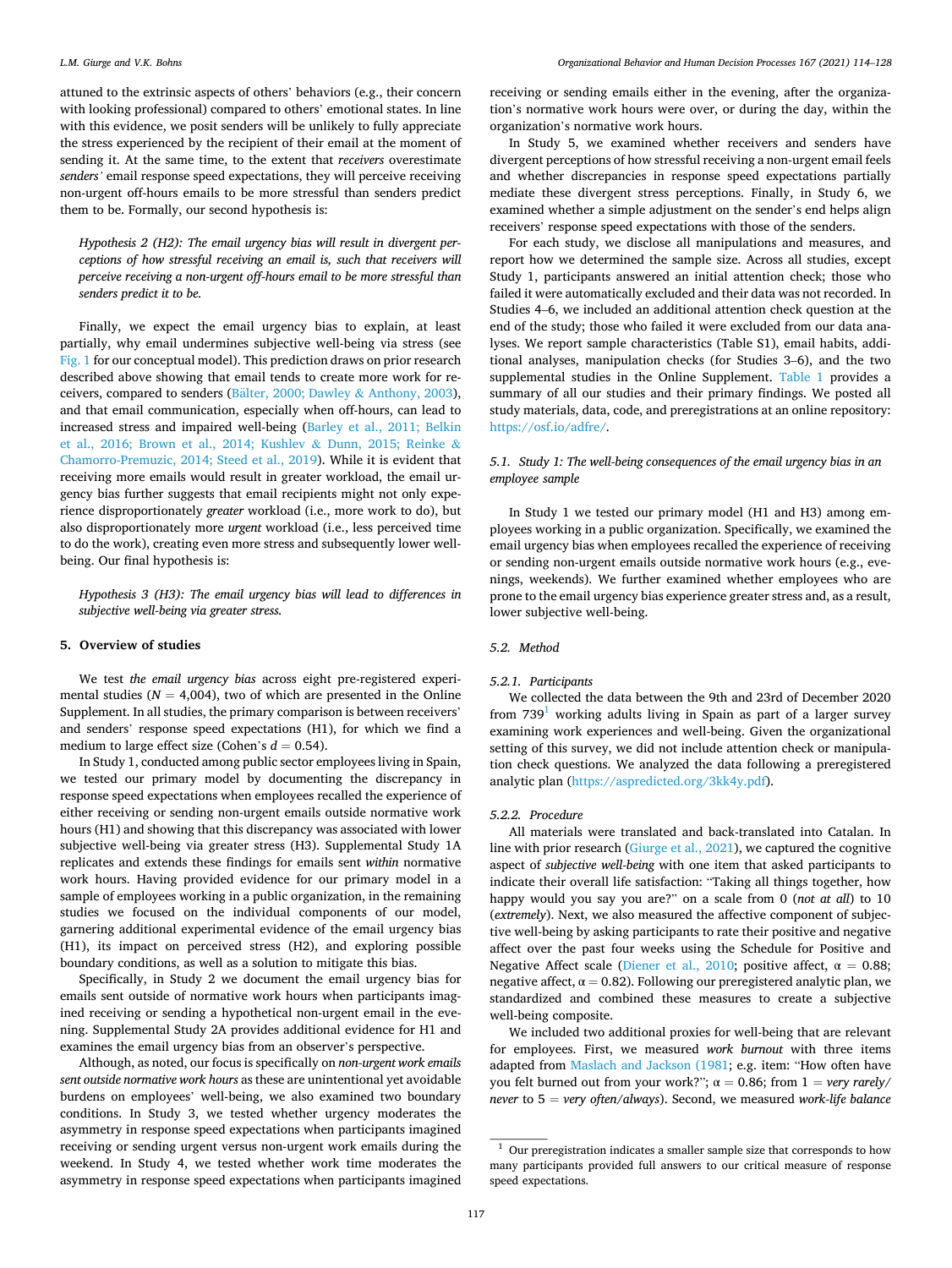attuned to the extrinsic aspects of others' behaviors (e.g., their concern with looking professional) compared to others' emotional states. In line with this evidence, we posit senders will be unlikely to fully appreciate the stress experienced by the recipient of their email at the moment of sending it. At the same time, to the extent that *receivers* overestimate *senders'* email response speed expectations, they will perceive receiving non-urgent off-hours emails to be more stressful than senders predict them to be. Formally, our second hypothesis is:

*Hypothesis 2 (H2): The email urgency bias will result in divergent perceptions of how stressful receiving an email is, such that receivers will perceive receiving a non-urgent off-hours email to be more stressful than senders predict it to be.*

Finally, we expect the email urgency bias to explain, at least partially, why email undermines subjective well-being via stress (see Fig. 1 for our conceptual model). This prediction draws on prior research described above showing that email tends to create more work for receivers, compared to senders (Bälter, 2000; Dawley & Anthony, 2003), and that email communication, especially when off-hours, can lead to increased stress and impaired well-being (Barley et al., 2011; Belkin et al., 2016; Brown et al., 2014; Kushlev & Dunn, 2015; Reinke & Chamorro-Premuzic, 2014; Steed et al., 2019). While it is evident that receiving more emails would result in greater workload, the email urgency bias further suggests that email recipients might not only experience disproportionately *greater* workload (i.e., more work to do), but also disproportionately more *urgent* workload (i.e., less perceived time to do the work), creating even more stress and subsequently lower well-being. Our final hypothesis is:

*Hypothesis 3 (H3): The email urgency bias will lead to differences in subjective well-being via greater stress.*

## 5. Overview of studies

We test *the email urgency bias* across eight pre-registered experimental studies ($N = 4{,}004$), two of which are presented in the Online Supplement. In all studies, the primary comparison is between receivers' and senders' response speed expectations (H1), for which we find a medium to large effect size (Cohen's $d = 0.54$).

In Study 1, conducted among public sector employees living in Spain, we tested our primary model by documenting the discrepancy in response speed expectations when employees recalled the experience of either receiving or sending non-urgent emails outside normative work hours (H1) and showing that this discrepancy was associated with lower subjective well-being via greater stress (H3). Supplemental Study 1A replicates and extends these findings for emails sent *within* normative work hours. Having provided evidence for our primary model in a sample of employees working in a public organization, in the remaining studies we focused on the individual components of our model, garnering additional experimental evidence of the email urgency bias (H1), its impact on perceived stress (H2), and exploring possible boundary conditions, as well as a solution to mitigate this bias.

Specifically, in Study 2 we document the email urgency bias for emails sent outside of normative work hours when participants imagined receiving or sending a hypothetical non-urgent email in the evening. Supplemental Study 2A provides additional evidence for H1 and examines the email urgency bias from an observer's perspective.

Although, as noted, our focus is specifically on *non-urgent work emails sent outside normative work hours* as these are unintentional yet avoidable burdens on employees' well-being, we also examined two boundary conditions. In Study 3, we tested whether urgency moderates the asymmetry in response speed expectations when participants imagined receiving or sending urgent versus non-urgent work emails during the weekend. In Study 4, we tested whether work time moderates the asymmetry in response speed expectations when participants imagined receiving or sending emails either in the evening, after the organization's normative work hours were over, or during the day, within the organization's normative work hours.

In Study 5, we examined whether receivers and senders have divergent perceptions of how stressful receiving a non-urgent email feels and whether discrepancies in response speed expectations partially mediate these divergent stress perceptions. Finally, in Study 6, we examined whether a simple adjustment on the sender's end helps align receivers' response speed expectations with those of the senders.

For each study, we disclose all manipulations and measures, and report how we determined the sample size. Across all studies, except Study 1, participants answered an initial attention check; those who failed it were automatically excluded and their data was not recorded. In Studies 4–6, we included an additional attention check question at the end of the study; those who failed it were excluded from our data analyses. We report sample characteristics (Table S1), email habits, additional analyses, manipulation checks (for Studies 3–6), and the two supplemental studies in the Online Supplement. Table 1 provides a summary of all our studies and their primary findings. We posted all study materials, data, code, and preregistrations at an online repository: https://osf.io/adfre/.

### 5.1. Study 1: The well-being consequences of the email urgency bias in an employee sample

In Study 1 we tested our primary model (H1 and H3) among employees working in a public organization. Specifically, we examined the email urgency bias when employees recalled the experience of receiving or sending non-urgent emails outside normative work hours (e.g., evenings, weekends). We further examined whether employees who are prone to the email urgency bias experience greater stress and, as a result, lower subjective well-being.

### 5.2. Method

#### 5.2.1. Participants

We collected the data between the 9th and 23rd of December 2020 from 739[1] working adults living in Spain as part of a larger survey examining work experiences and well-being. Given the organizational setting of this survey, we did not include attention check or manipulation check questions. We analyzed the data following a preregistered analytic plan (https://aspredicted.org/3kk4y.pdf).

#### 5.2.2. Procedure

All materials were translated and back-translated into Catalan. In line with prior research (Giurge et al., 2021), we captured the cognitive aspect of *subjective well-being* with one item that asked participants to indicate their overall life satisfaction: "Taking all things together, how happy would you say you are?" on a scale from 0 (*not at all*) to 10 (*extremely*). Next, we also measured the affective component of subjective well-being by asking participants to rate their positive and negative affect over the past four weeks using the Schedule for Positive and Negative Affect scale (Diener et al., 2010; positive affect, $\alpha = 0.88$; negative affect, $\alpha = 0.82$). Following our preregistered analytic plan, we standardized and combined these measures to create a subjective well-being composite.

We included two additional proxies for well-being that are relevant for employees. First, we measured *work burnout* with three items adapted from Maslach and Jackson (1981; e.g. item: "How often have you felt burned out from your work?"; $\alpha = 0.86$; from 1 = *very rarely/never* to 5 = *very often/always*). Second, we measured *work-life balance*

[1] Our preregistration indicates a smaller sample size that corresponds to how many participants provided full answers to our critical measure of response speed expectations.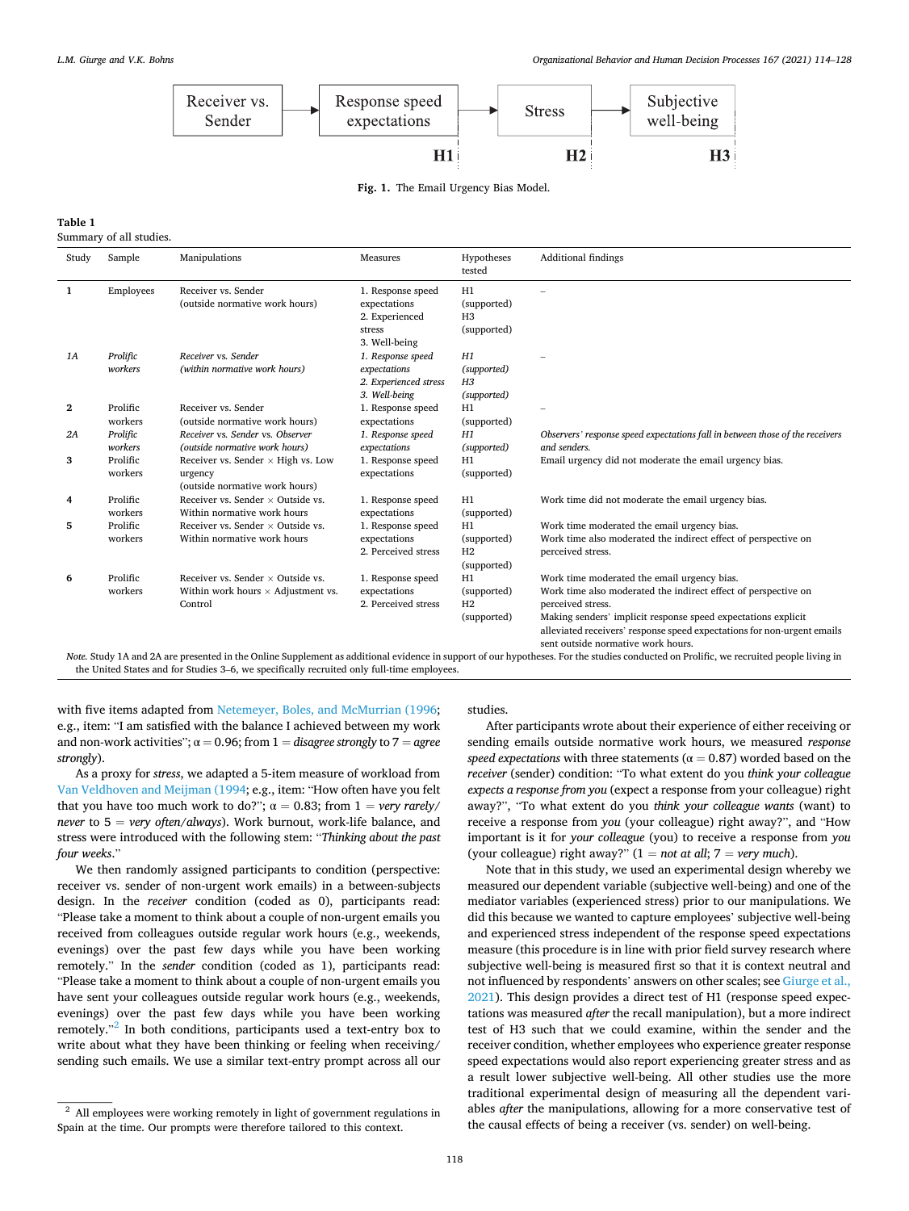Receiver vs. Sender → Response speed expectations → Stress → Subjective well-being

H1 H2 H3

**Fig. 1.** The Email Urgency Bias Model.

**Table 1**
Summary of all studies.

| Study | Sample | Manipulations | Measures | Hypotheses tested | Additional findings |
|---|---|---|---|---|---|
| **1** | Employees | Receiver vs. Sender (outside normative work hours) | 1. Response speed expectations 2. Experienced stress 3. Well-being | H1 (supported) H3 (supported) | – |
| *1A* | *Prolific workers* | *Receiver* vs. *Sender* *(within normative work hours)* | *1. Response speed expectations* *2. Experienced stress* *3. Well-being* | *H1* *(supported)* *H3* *(supported)* | – |
| **2** | Prolific workers | Receiver vs. Sender (outside normative work hours) | 1. Response speed expectations | H1 (supported) | – |
| *2A* | *Prolific workers* | *Receiver* vs. *Sender* vs. *Observer* *(outside normative work hours)* | *1. Response speed expectations* | *H1* *(supported)* | *Observers' response speed expectations fall in between those of the receivers and senders.* |
| **3** | Prolific workers | Receiver vs. Sender × High vs. Low urgency (outside normative work hours) | 1. Response speed expectations | H1 (supported) | Email urgency did not moderate the email urgency bias. |
| **4** | Prolific workers | Receiver vs. Sender × Outside vs. Within normative work hours | 1. Response speed expectations | H1 (supported) | Work time did not moderate the email urgency bias. |
| **5** | Prolific workers | Receiver vs. Sender × Outside vs. Within normative work hours | 1. Response speed expectations 2. Perceived stress | H1 (supported) H2 (supported) | Work time moderated the email urgency bias. Work time also moderated the indirect effect of perspective on perceived stress. |
| **6** | Prolific workers | Receiver vs. Sender × Outside vs. Within work hours × Adjustment vs. Control | 1. Response speed expectations 2. Perceived stress | H1 (supported) H2 (supported) | Work time moderated the email urgency bias. Work time also moderated the indirect effect of perspective on perceived stress. Making senders' implicit response speed expectations explicit alleviated receivers' response speed expectations for non-urgent emails sent outside normative work hours. |

*Note.* Study 1A and 2A are presented in the Online Supplement as additional evidence in support of our hypotheses. For the studies conducted on Prolific, we recruited people living in the United States and for Studies 3–6, we specifically recruited only full-time employees.

with five items adapted from Netemeyer, Boles, and McMurrian (1996; e.g., item: "I am satisfied with the balance I achieved between my work and non-work activities"; α = 0.96; from 1 = *disagree strongly* to 7 = *agree strongly*).

As a proxy for *stress*, we adapted a 5-item measure of workload from Van Veldhoven and Meijman (1994; e.g., item: "How often have you felt that you have too much work to do?"; α = 0.83; from 1 = *very rarely/never* to 5 = *very often/always*). Work burnout, work-life balance, and stress were introduced with the following stem: "*Thinking about the past four weeks*."

We then randomly assigned participants to condition (perspective: receiver vs. sender of non-urgent work emails) in a between-subjects design. In the *receiver* condition (coded as 0), participants read: "Please take a moment to think about a couple of non-urgent emails you received from colleagues outside regular work hours (e.g., weekends, evenings) over the past few days while you have been working remotely." In the *sender* condition (coded as 1), participants read: "Please take a moment to think about a couple of non-urgent emails you have sent your colleagues outside regular work hours (e.g., weekends, evenings) over the past few days while you have been working remotely."[2] In both conditions, participants used a text-entry box to write about what they have been thinking or feeling when receiving/sending such emails. We use a similar text-entry prompt across all our studies.

After participants wrote about their experience of either receiving or sending emails outside normative work hours, we measured *response speed expectations* with three statements (α = 0.87) worded based on the *receiver* (sender) condition: "To what extent do you *think your colleague expects a response from you* (expect a response from your colleague) right away?", "To what extent do you *think your colleague wants* (want) to receive a response from *you* (your colleague) right away?", and "How important is it for *your colleague* (you) to receive a response from *you* (your colleague) right away?" (1 = *not at all*; 7 = *very much*).

Note that in this study, we used an experimental design whereby we measured our dependent variable (subjective well-being) and one of the mediator variables (experienced stress) prior to our manipulations. We did this because we wanted to capture employees' subjective well-being and experienced stress independent of the response speed expectations measure (this procedure is in line with prior field survey research where subjective well-being is measured first so that it is context neutral and not influenced by respondents' answers on other scales; see Giurge et al., 2021). This design provides a direct test of H1 (response speed expectations was measured *after* the recall manipulation), but a more indirect test of H3 such that we could examine, within the sender and the receiver condition, whether employees who experience greater response speed expectations would also report experiencing greater stress and as a result lower subjective well-being. All other studies use the more traditional experimental design of measuring all the dependent variables *after* the manipulations, allowing for a more conservative test of the causal effects of being a receiver (vs. sender) on well-being.

[2] All employees were working remotely in light of government regulations in Spain at the time. Our prompts were therefore tailored to this context.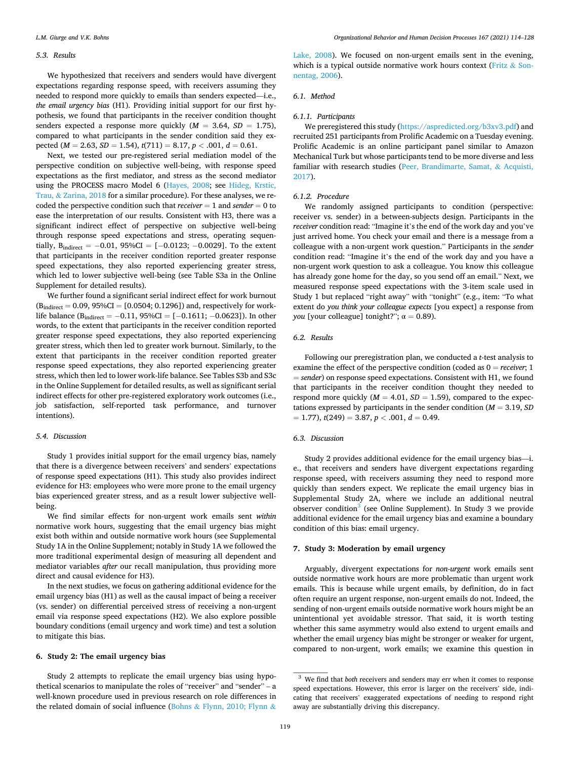### 5.3. Results

We hypothesized that receivers and senders would have divergent expectations regarding response speed, with receivers assuming they needed to respond more quickly to emails than senders expected—i.e., *the email urgency bias* (H1). Providing initial support for our first hypothesis, we found that participants in the receiver condition thought senders expected a response more quickly ($M = 3.64$, $SD = 1.75$), compared to what participants in the sender condition said they expected ($M = 2.63$, $SD = 1.54$), $t(711) = 8.17$, $p < .001$, $d = 0.61$.

Next, we tested our pre-registered serial mediation model of the perspective condition on subjective well-being, with response speed expectations as the first mediator, and stress as the second mediator using the PROCESS macro Model 6 (Hayes, 2008; see Hideg, Krstic, Trau, & Zarina, 2018 for a similar procedure). For these analyses, we recoded the perspective condition such that *receiver* = 1 and *sender* = 0 to ease the interpretation of our results. Consistent with H3, there was a significant indirect effect of perspective on subjective well-being through response speed expectations and stress, operating sequentially, $B_{indirect} = -0.01$, 95%CI = [$-0.0123$; $-0.0029$]. To the extent that participants in the receiver condition reported greater response speed expectations, they also reported experiencing greater stress, which led to lower subjective well-being (see Table S3a in the Online Supplement for detailed results).

We further found a significant serial indirect effect for work burnout ($B_{indirect} = 0.09$, 95%CI = [0.0504; 0.1296]) and, respectively for work-life balance ($B_{indirect} = -0.11$, 95%CI = [$-0.1611$; $-0.0623$]). In other words, to the extent that participants in the receiver condition reported greater response speed expectations, they also reported experiencing greater stress, which then led to greater work burnout. Similarly, to the extent that participants in the receiver condition reported greater response speed expectations, they also reported experiencing greater stress, which then led to lower work-life balance. See Tables S3b and S3c in the Online Supplement for detailed results, as well as significant serial indirect effects for other pre-registered exploratory work outcomes (i.e., job satisfaction, self-reported task performance, and turnover intentions).

### 5.4. Discussion

Study 1 provides initial support for the email urgency bias, namely that there is a divergence between receivers' and senders' expectations of response speed expectations (H1). This study also provides indirect evidence for H3: employees who were more prone to the email urgency bias experienced greater stress, and as a result lower subjective well-being.

We find similar effects for non-urgent work emails sent *within* normative work hours, suggesting that the email urgency bias might exist both within and outside normative work hours (see Supplemental Study 1A in the Online Supplement; notably in Study 1A we followed the more traditional experimental design of measuring all dependent and mediator variables *after* our recall manipulation, thus providing more direct and causal evidence for H3).

In the next studies, we focus on gathering additional evidence for the email urgency bias (H1) as well as the causal impact of being a receiver (vs. sender) on differential perceived stress of receiving a non-urgent email via response speed expectations (H2). We also explore possible boundary conditions (email urgency and work time) and test a solution to mitigate this bias.

## 6. Study 2: The email urgency bias

Study 2 attempts to replicate the email urgency bias using hypothetical scenarios to manipulate the roles of "receiver" and "sender" – a well-known procedure used in previous research on role differences in the related domain of social influence (Bohns & Flynn, 2010; Flynn & Lake, 2008). We focused on non-urgent emails sent in the evening, which is a typical outside normative work hours context (Fritz & Sonnentag, 2006).

### 6.1. Method

#### 6.1.1. Participants

We preregistered this study (https://aspredicted.org/b3xv3.pdf) and recruited 251 participants from Prolific Academic on a Tuesday evening. Prolific Academic is an online participant panel similar to Amazon Mechanical Turk but whose participants tend to be more diverse and less familiar with research studies (Peer, Brandimarte, Samat, & Acquisti, 2017).

#### 6.1.2. Procedure

We randomly assigned participants to condition (perspective: receiver vs. sender) in a between-subjects design. Participants in the *receiver* condition read: "Imagine it's the end of the work day and you've just arrived home. You check your email and there is a message from a colleague with a non-urgent work question." Participants in the *sender* condition read: "Imagine it's the end of the work day and you have a non-urgent work question to ask a colleague. You know this colleague has already gone home for the day, so you send off an email." Next, we measured response speed expectations with the 3-item scale used in Study 1 but replaced "right away" with "tonight" (e.g., item: "To what extent do *you think your colleague expects* [you expect] a response from *you* [your colleague] tonight?"; α = 0.89).

### 6.2. Results

Following our preregistration plan, we conducted a *t*-test analysis to examine the effect of the perspective condition (coded as 0 = *receiver*; 1 = *sender*) on response speed expectations. Consistent with H1, we found that participants in the receiver condition thought they needed to respond more quickly ($M = 4.01$, $SD = 1.59$), compared to the expectations expressed by participants in the sender condition ($M = 3.19$, $SD = 1.77$), $t(249) = 3.87$, $p < .001$, $d = 0.49$.

### 6.3. Discussion

Study 2 provides additional evidence for the email urgency bias—i.e., that receivers and senders have divergent expectations regarding response speed, with receivers assuming they need to respond more quickly than senders expect. We replicate the email urgency bias in Supplemental Study 2A, where we include an additional neutral observer condition[3] (see Online Supplement). In Study 3 we provide additional evidence for the email urgency bias and examine a boundary condition of this bias: email urgency.

## 7. Study 3: Moderation by email urgency

Arguably, divergent expectations for *non-urgent* work emails sent outside normative work hours are more problematic than urgent work emails. This is because while urgent emails, by definition, do in fact often require an urgent response, non-urgent emails do not. Indeed, the sending of non-urgent emails outside normative work hours might be an unintentional yet avoidable stressor. That said, it is worth testing whether this same asymmetry would also extend to urgent emails and whether the email urgency bias might be stronger or weaker for urgent, compared to non-urgent, work emails; we examine this question in

[3] We find that *both* receivers and senders may err when it comes to response speed expectations. However, this error is larger on the receivers' side, indicating that receivers' exaggerated expectations of needing to respond right away are substantially driving this discrepancy.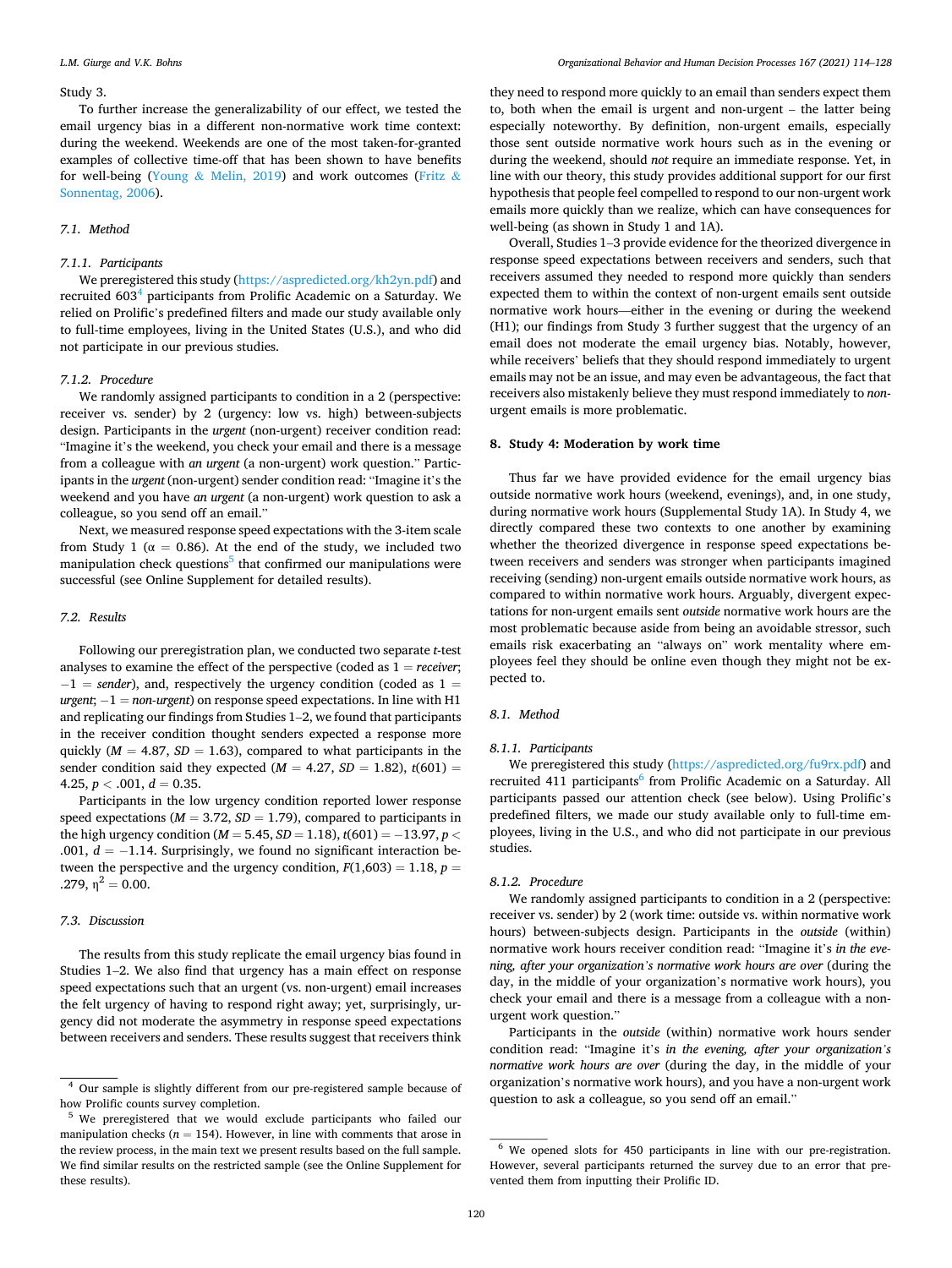Study 3.

To further increase the generalizability of our effect, we tested the email urgency bias in a different non-normative work time context: during the weekend. Weekends are one of the most taken-for-granted examples of collective time-off that has been shown to have benefits for well-being (Young & Melin, 2019) and work outcomes (Fritz & Sonnentag, 2006).

## 7.1. Method

### 7.1.1. Participants

We preregistered this study (https://aspredicted.org/kh2yn.pdf) and recruited 603[4] participants from Prolific Academic on a Saturday. We relied on Prolific's predefined filters and made our study available only to full-time employees, living in the United States (U.S.), and who did not participate in our previous studies.

### 7.1.2. Procedure

We randomly assigned participants to condition in a 2 (perspective: receiver vs. sender) by 2 (urgency: low vs. high) between-subjects design. Participants in the *urgent* (non-urgent) receiver condition read: "Imagine it's the weekend, you check your email and there is a message from a colleague with *an urgent* (a non-urgent) work question." Participants in the *urgent* (non-urgent) sender condition read: "Imagine it's the weekend and you have *an urgent* (a non-urgent) work question to ask a colleague, so you send off an email."

Next, we measured response speed expectations with the 3-item scale from Study 1 ($\alpha$ = 0.86). At the end of the study, we included two manipulation check questions[5] that confirmed our manipulations were successful (see Online Supplement for detailed results).

## 7.2. Results

Following our preregistration plan, we conducted two separate *t*-test analyses to examine the effect of the perspective (coded as 1 = *receiver*; −1 = *sender*), and, respectively the urgency condition (coded as 1 = *urgent*; −1 = *non-urgent*) on response speed expectations. In line with H1 and replicating our findings from Studies 1–2, we found that participants in the receiver condition thought senders expected a response more quickly ($M$ = 4.87, $SD$ = 1.63), compared to what participants in the sender condition said they expected ($M$ = 4.27, $SD$ = 1.82), $t(601)$ = 4.25, $p < .001$, $d$ = 0.35.

Participants in the low urgency condition reported lower response speed expectations ($M$ = 3.72, $SD$ = 1.79), compared to participants in the high urgency condition ($M$ = 5.45, $SD$ = 1.18), $t(601)$ = −13.97, $p <$ .001, $d$ = −1.14. Surprisingly, we found no significant interaction between the perspective and the urgency condition, $F(1,603)$ = 1.18, $p$ = .279, $\eta^2$ = 0.00.

## 7.3. Discussion

The results from this study replicate the email urgency bias found in Studies 1–2. We also find that urgency has a main effect on response speed expectations such that an urgent (vs. non-urgent) email increases the felt urgency of having to respond right away; yet, surprisingly, urgency did not moderate the asymmetry in response speed expectations between receivers and senders. These results suggest that receivers think they need to respond more quickly to an email than senders expect them to, both when the email is urgent and non-urgent – the latter being especially noteworthy. By definition, non-urgent emails, especially those sent outside normative work hours such as in the evening or during the weekend, should *not* require an immediate response. Yet, in line with our theory, this study provides additional support for our first hypothesis that people feel compelled to respond to our non-urgent work emails more quickly than we realize, which can have consequences for well-being (as shown in Study 1 and 1A).

Overall, Studies 1–3 provide evidence for the theorized divergence in response speed expectations between receivers and senders, such that receivers assumed they needed to respond more quickly than senders expected them to within the context of non-urgent emails sent outside normative work hours—either in the evening or during the weekend (H1); our findings from Study 3 further suggest that the urgency of an email does not moderate the email urgency bias. Notably, however, while receivers' beliefs that they should respond immediately to urgent emails may not be an issue, and may even be advantageous, the fact that receivers also mistakenly believe they must respond immediately to *non*-urgent emails is more problematic.

# 8. Study 4: Moderation by work time

Thus far we have provided evidence for the email urgency bias outside normative work hours (weekend, evenings), and, in one study, during normative work hours (Supplemental Study 1A). In Study 4, we directly compared these two contexts to one another by examining whether the theorized divergence in response speed expectations between receivers and senders was stronger when participants imagined receiving (sending) non-urgent emails outside normative work hours, as compared to within normative work hours. Arguably, divergent expectations for non-urgent emails sent *outside* normative work hours are the most problematic because aside from being an avoidable stressor, such emails risk exacerbating an "always on" work mentality where employees feel they should be online even though they might not be expected to.

## 8.1. Method

### 8.1.1. Participants

We preregistered this study (https://aspredicted.org/fu9rx.pdf) and recruited 411 participants[6] from Prolific Academic on a Saturday. All participants passed our attention check (see below). Using Prolific's predefined filters, we made our study available only to full-time employees, living in the U.S., and who did not participate in our previous studies.

### 8.1.2. Procedure

We randomly assigned participants to condition in a 2 (perspective: receiver vs. sender) by 2 (work time: outside vs. within normative work hours) between-subjects design. Participants in the *outside* (within) normative work hours receiver condition read: "Imagine it's *in the evening, after your organization's normative work hours are over* (during the day, in the middle of your organization's normative work hours), you check your email and there is a message from a colleague with a non-urgent work question."

Participants in the *outside* (within) normative work hours sender condition read: "Imagine it's *in the evening, after your organization's normative work hours are over* (during the day, in the middle of your organization's normative work hours), and you have a non-urgent work question to ask a colleague, so you send off an email."

---

[4] Our sample is slightly different from our pre-registered sample because of how Prolific counts survey completion.

[5] We preregistered that we would exclude participants who failed our manipulation checks ($n$ = 154). However, in line with comments that arose in the review process, in the main text we present results based on the full sample. We find similar results on the restricted sample (see the Online Supplement for these results).

[6] We opened slots for 450 participants in line with our pre-registration. However, several participants returned the survey due to an error that prevented them from inputting their Prolific ID.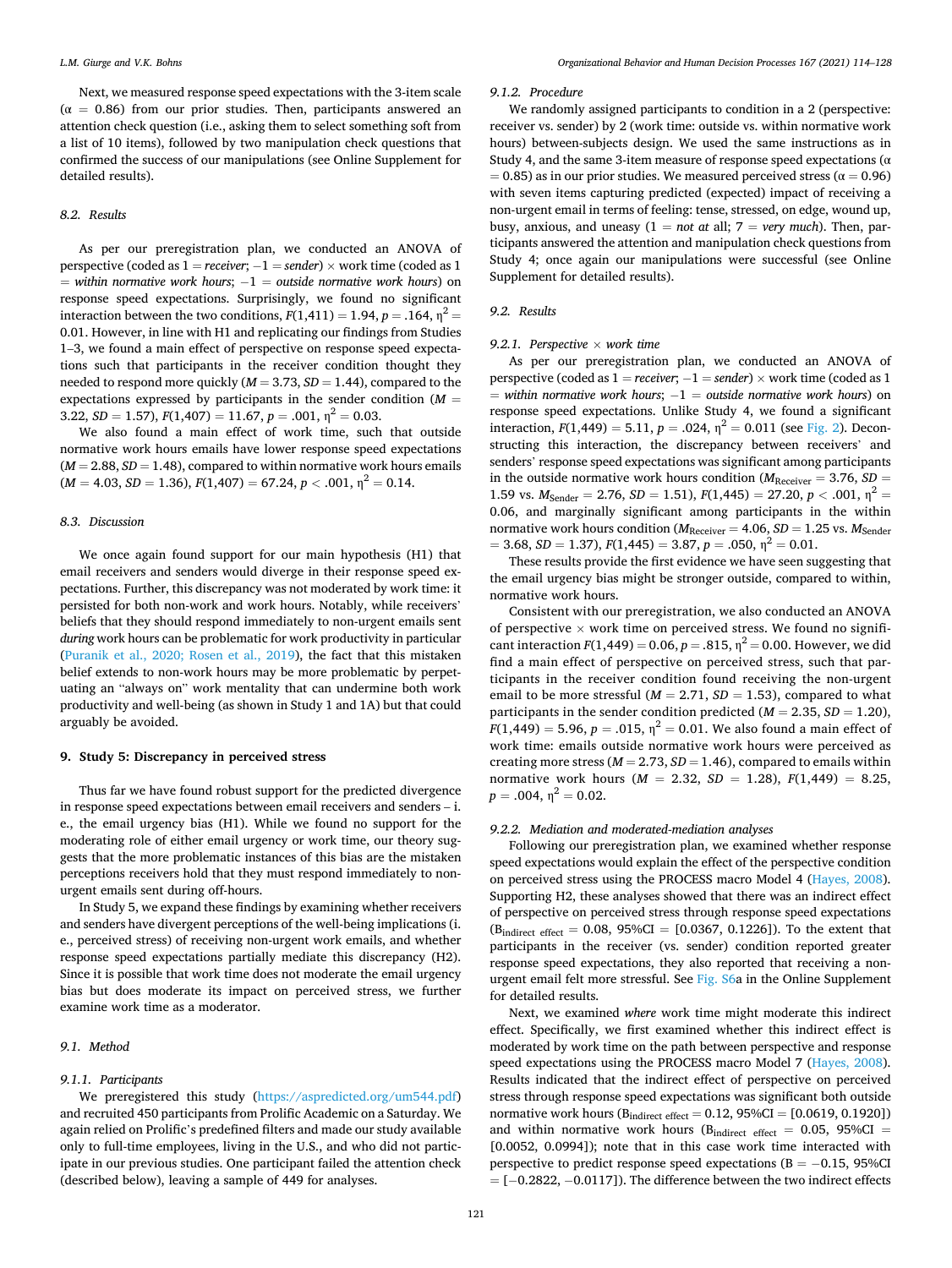Next, we measured response speed expectations with the 3-item scale ($\alpha$ = 0.86) from our prior studies. Then, participants answered an attention check question (i.e., asking them to select something soft from a list of 10 items), followed by two manipulation check questions that confirmed the success of our manipulations (see Online Supplement for detailed results).

### 8.2. Results

As per our preregistration plan, we conducted an ANOVA of perspective (coded as 1 = *receiver*; −1 = *sender*) × work time (coded as 1 = *within normative work hours*; −1 = *outside normative work hours*) on response speed expectations. Surprisingly, we found no significant interaction between the two conditions, $F(1,411) = 1.94$, $p = .164$, $\eta^2 = 0.01$. However, in line with H1 and replicating our findings from Studies 1–3, we found a main effect of perspective on response speed expectations such that participants in the receiver condition thought they needed to respond more quickly ($M = 3.73$, $SD = 1.44$), compared to the expectations expressed by participants in the sender condition ($M = 3.22$, $SD = 1.57$), $F(1,407) = 11.67$, $p = .001$, $\eta^2 = 0.03$.

We also found a main effect of work time, such that outside normative work hours emails have lower response speed expectations ($M = 2.88$, $SD = 1.48$), compared to within normative work hours emails ($M = 4.03$, $SD = 1.36$), $F(1,407) = 67.24$, $p < .001$, $\eta^2 = 0.14$.

### 8.3. Discussion

We once again found support for our main hypothesis (H1) that email receivers and senders would diverge in their response speed expectations. Further, this discrepancy was not moderated by work time: it persisted for both non-work and work hours. Notably, while receivers' beliefs that they should respond immediately to non-urgent emails sent *during* work hours can be problematic for work productivity in particular (Puranik et al., 2020; Rosen et al., 2019), the fact that this mistaken belief extends to non-work hours may be more problematic by perpetuating an "always on" work mentality that can undermine both work productivity and well-being (as shown in Study 1 and 1A) but that could arguably be avoided.

## 9. Study 5: Discrepancy in perceived stress

Thus far we have found robust support for the predicted divergence in response speed expectations between email receivers and senders – i.e., the email urgency bias (H1). While we found no support for the moderating role of either email urgency or work time, our theory suggests that the more problematic instances of this bias are the mistaken perceptions receivers hold that they must respond immediately to non-urgent emails sent during off-hours.

In Study 5, we expand these findings by examining whether receivers and senders have divergent perceptions of the well-being implications (i.e., perceived stress) of receiving non-urgent work emails, and whether response speed expectations partially mediate this discrepancy (H2). Since it is possible that work time does not moderate the email urgency bias but does moderate its impact on perceived stress, we further examine work time as a moderator.

### 9.1. Method

#### 9.1.1. Participants

We preregistered this study (https://aspredicted.org/um544.pdf) and recruited 450 participants from Prolific Academic on a Saturday. We again relied on Prolific's predefined filters and made our study available only to full-time employees, living in the U.S., and who did not participate in our previous studies. One participant failed the attention check (described below), leaving a sample of 449 for analyses.

#### 9.1.2. Procedure

We randomly assigned participants to condition in a 2 (perspective: receiver vs. sender) by 2 (work time: outside vs. within normative work hours) between-subjects design. We used the same instructions as in Study 4, and the same 3-item measure of response speed expectations ($\alpha$ = 0.85) as in our prior studies. We measured perceived stress ($\alpha$ = 0.96) with seven items capturing predicted (expected) impact of receiving a non-urgent email in terms of feeling: tense, stressed, on edge, wound up, busy, anxious, and uneasy (1 = *not at* all; 7 = *very much*). Then, participants answered the attention and manipulation check questions from Study 4; once again our manipulations were successful (see Online Supplement for detailed results).

### 9.2. Results

#### 9.2.1. Perspective × work time

As per our preregistration plan, we conducted an ANOVA of perspective (coded as 1 = *receiver*; −1 = *sender*) × work time (coded as 1 = *within normative work hours*; −1 = *outside normative work hours*) on response speed expectations. Unlike Study 4, we found a significant interaction, $F(1,449) = 5.11$, $p = .024$, $\eta^2 = 0.011$ (see Fig. 2). Deconstructing this interaction, the discrepancy between receivers' and senders' response speed expectations was significant among participants in the outside normative work hours condition ($M_{\text{Receiver}} = 3.76$, $SD = 1.59$ vs. $M_{\text{Sender}} = 2.76$, $SD = 1.51$), $F(1,445) = 27.20$, $p < .001$, $\eta^2 = 0.06$, and marginally significant among participants in the within normative work hours condition ($M_{\text{Receiver}} = 4.06$, $SD = 1.25$ vs. $M_{\text{Sender}} = 3.68$, $SD = 1.37$), $F(1,445) = 3.87$, $p = .050$, $\eta^2 = 0.01$.

These results provide the first evidence we have seen suggesting that the email urgency bias might be stronger outside, compared to within, normative work hours.

Consistent with our preregistration, we also conducted an ANOVA of perspective × work time on perceived stress. We found no significant interaction $F(1,449) = 0.06$, $p = .815$, $\eta^2 = 0.00$. However, we did find a main effect of perspective on perceived stress, such that participants in the receiver condition found receiving the non-urgent email to be more stressful ($M = 2.71$, $SD = 1.53$), compared to what participants in the sender condition predicted ($M = 2.35$, $SD = 1.20$), $F(1,449) = 5.96$, $p = .015$, $\eta^2 = 0.01$. We also found a main effect of work time: emails outside normative work hours were perceived as creating more stress ($M = 2.73$, $SD = 1.46$), compared to emails within normative work hours ($M = 2.32$, $SD = 1.28$), $F(1,449) = 8.25$, $p = .004$, $\eta^2 = 0.02$.

#### 9.2.2. Mediation and moderated-mediation analyses

Following our preregistration plan, we examined whether response speed expectations would explain the effect of the perspective condition on perceived stress using the PROCESS macro Model 4 (Hayes, 2008). Supporting H2, these analyses showed that there was an indirect effect of perspective on perceived stress through response speed expectations ($B_{\text{indirect effect}} = 0.08$, 95%CI = [0.0367, 0.1226]). To the extent that participants in the receiver (vs. sender) condition reported greater response speed expectations, they also reported that receiving a non-urgent email felt more stressful. See Fig. S6a in the Online Supplement for detailed results.

Next, we examined *where* work time might moderate this indirect effect. Specifically, we first examined whether this indirect effect is moderated by work time on the path between perspective and response speed expectations using the PROCESS macro Model 7 (Hayes, 2008). Results indicated that the indirect effect of perspective on perceived stress through response speed expectations was significant both outside normative work hours ($B_{\text{indirect effect}} = 0.12$, 95%CI = [0.0619, 0.1920]) and within normative work hours ($B_{\text{indirect effect}} = 0.05$, 95%CI = [0.0052, 0.0994]); note that in this case work time interacted with perspective to predict response speed expectations ($B = -0.15$, 95%CI = [−0.2822, −0.0117]). The difference between the two indirect effects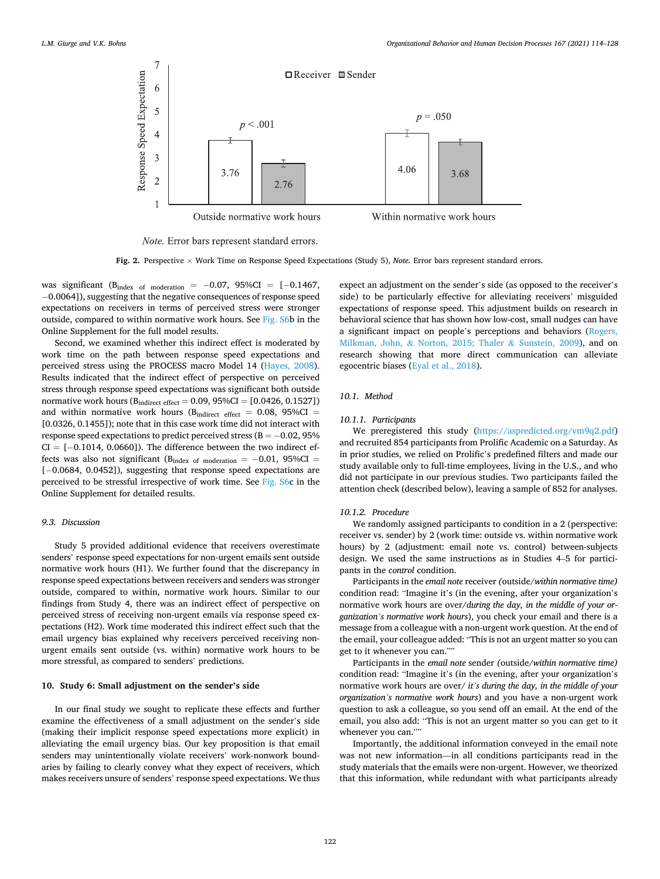Fig. 2. Perspective × Work Time on Response Speed Expectations (Study 5), *Note.* Error bars represent standard errors.

was significant ($B_{index\ of\ moderation}$ = −0.07, 95%CI = [−0.1467, −0.0064]), suggesting that the negative consequences of response speed expectations on receivers in terms of perceived stress were stronger outside, compared to within normative work hours. See Fig. S6b in the Online Supplement for the full model results.

Second, we examined whether this indirect effect is moderated by work time on the path between response speed expectations and perceived stress using the PROCESS macro Model 14 (Hayes, 2008). Results indicated that the indirect effect of perspective on perceived stress through response speed expectations was significant both outside normative work hours ($B_{indirect\ effect}$ = 0.09, 95%CI = [0.0426, 0.1527]) and within normative work hours ($B_{indirect\ effect}$ = 0.08, 95%CI = [0.0326, 0.1455]); note that in this case work time did not interact with response speed expectations to predict perceived stress (B = −0.02, 95% CI = [−0.1014, 0.0660]). The difference between the two indirect effects was also not significant ($B_{index\ of\ moderation}$ = −0.01, 95%CI = [−0.0684, 0.0452]), suggesting that response speed expectations are perceived to be stressful irrespective of work time. See Fig. S6c in the Online Supplement for detailed results.

### 9.3. Discussion

Study 5 provided additional evidence that receivers overestimate senders' response speed expectations for non-urgent emails sent outside normative work hours (H1). We further found that the discrepancy in response speed expectations between receivers and senders was stronger outside, compared to within, normative work hours. Similar to our findings from Study 4, there was an indirect effect of perspective on perceived stress of receiving non-urgent emails via response speed expectations (H2). Work time moderated this indirect effect such that the email urgency bias explained why receivers perceived receiving non-urgent emails sent outside (vs. within) normative work hours to be more stressful, as compared to senders' predictions.

## 10. Study 6: Small adjustment on the sender's side

In our final study we sought to replicate these effects and further examine the effectiveness of a small adjustment on the sender's side (making their implicit response speed expectations more explicit) in alleviating the email urgency bias. Our key proposition is that email senders may unintentionally violate receivers' work-nonwork boundaries by failing to clearly convey what they expect of receivers, which makes receivers unsure of senders' response speed expectations. We thus expect an adjustment on the sender's side (as opposed to the receiver's side) to be particularly effective for alleviating receivers' misguided expectations of response speed. This adjustment builds on research in behavioral science that has shown how low-cost, small nudges can have a significant impact on people's perceptions and behaviors (Rogers, Milkman, John, & Norton, 2015; Thaler & Sunstein, 2009), and on research showing that more direct communication can alleviate egocentric biases (Eyal et al., 2018).

### 10.1. Method

#### 10.1.1. Participants

We preregistered this study (https://aspredicted.org/vm9q2.pdf) and recruited 854 participants from Prolific Academic on a Saturday. As in prior studies, we relied on Prolific's predefined filters and made our study available only to full-time employees, living in the U.S., and who did not participate in our previous studies. Two participants failed the attention check (described below), leaving a sample of 852 for analyses.

#### 10.1.2. Procedure

We randomly assigned participants to condition in a 2 (perspective: receiver vs. sender) by 2 (work time: outside vs. within normative work hours) by 2 (adjustment: email note vs. control) between-subjects design. We used the same instructions as in Studies 4–5 for participants in the *control* condition.

Participants in the *email note* receiver *(outside/within normative time)* condition read: "Imagine it's (in the evening, after your organization's normative work hours are over/*during the day, in the middle of your organization's normative work hours*), you check your email and there is a message from a colleague with a non-urgent work question. At the end of the email, your colleague added: "This is not an urgent matter so you can get to it whenever you can.""

Participants in the *email note* sender *(outside/within normative time)* condition read: "Imagine it's (in the evening, after your organization's normative work hours are over/ *it's during the day, in the middle of your organization's normative work hours*) and you have a non-urgent work question to ask a colleague, so you send off an email. At the end of the email, you also add: "This is not an urgent matter so you can get to it whenever you can.""

Importantly, the additional information conveyed in the email note was not new information—in all conditions participants read in the study materials that the emails were non-urgent. However, we theorized that this information, while redundant with what participants already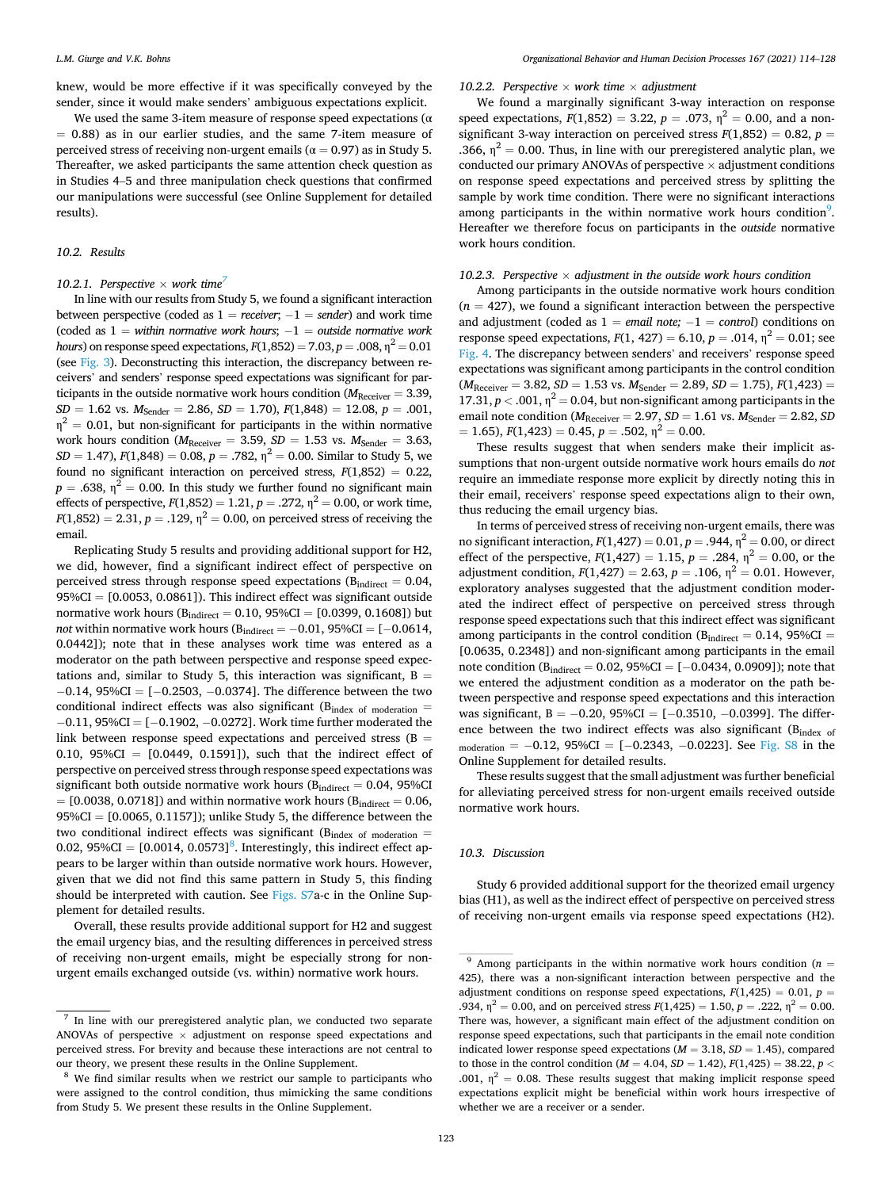knew, would be more effective if it was specifically conveyed by the sender, since it would make senders' ambiguous expectations explicit.

We used the same 3-item measure of response speed expectations ($\alpha = 0.88$) as in our earlier studies, and the same 7-item measure of perceived stress of receiving non-urgent emails ($\alpha = 0.97$) as in Study 5. Thereafter, we asked participants the same attention check question as in Studies 4–5 and three manipulation check questions that confirmed our manipulations were successful (see Online Supplement for detailed results).

### 10.2. Results

#### 10.2.1. Perspective × work time[7]

In line with our results from Study 5, we found a significant interaction between perspective (coded as 1 = *receiver*; −1 = *sender*) and work time (coded as 1 = *within normative work hours*; −1 = *outside normative work hours*) on response speed expectations, $F(1,852) = 7.03, p = .008, \eta^2 = 0.01$ (see Fig. 3). Deconstructing this interaction, the discrepancy between receivers' and senders' response speed expectations was significant for participants in the outside normative work hours condition ($M_{\text{Receiver}} = 3.39$, $SD = 1.62$ vs. $M_{\text{Sender}} = 2.86$, $SD = 1.70$), $F(1,848) = 12.08, p = .001, \eta^2 = 0.01$, but non-significant for participants in the within normative work hours condition ($M_{\text{Receiver}} = 3.59$, $SD = 1.53$ vs. $M_{\text{Sender}} = 3.63$, $SD = 1.47$), $F(1,848) = 0.08, p = .782, \eta^2 = 0.00$. Similar to Study 5, we found no significant interaction on perceived stress, $F(1,852) = 0.22$, $p = .638, \eta^2 = 0.00$. In this study we further found no significant main effects of perspective, $F(1,852) = 1.21, p = .272, \eta^2 = 0.00$, or work time, $F(1,852) = 2.31, p = .129, \eta^2 = 0.00$, on perceived stress of receiving the email.

Replicating Study 5 results and providing additional support for H2, we did, however, find a significant indirect effect of perspective on perceived stress through response speed expectations ($B_{\text{indirect}} = 0.04$, 95%CI = [0.0053, 0.0861]). This indirect effect was significant outside normative work hours ($B_{\text{indirect}} = 0.10$, 95%CI = [0.0399, 0.1608]) but *not* within normative work hours ($B_{\text{indirect}} = -0.01$, 95%CI = [−0.0614, 0.0442]); note that in these analyses work time was entered as a moderator on the path between perspective and response speed expectations and, similar to Study 5, this interaction was significant, $B = -0.14$, 95%CI = [−0.2503, −0.0374]. The difference between the two conditional indirect effects was also significant ($B_{\text{index of moderation}} = -0.11$, 95%CI = [−0.1902, −0.0272]. Work time further moderated the link between response speed expectations and perceived stress ($B = 0.10$, 95%CI = [0.0449, 0.1591]), such that the indirect effect of perspective on perceived stress through response speed expectations was significant both outside normative work hours ($B_{\text{indirect}} = 0.04$, 95%CI = [0.0038, 0.0718]) and within normative work hours ($B_{\text{indirect}} = 0.06$, 95%CI = [0.0065, 0.1157]); unlike Study 5, the difference between the two conditional indirect effects was significant ($B_{\text{index of moderation}} = 0.02$, 95%CI = [0.0014, 0.0573][8]. Interestingly, this indirect effect appears to be larger within than outside normative work hours. However, given that we did not find this same pattern in Study 5, this finding should be interpreted with caution. See Figs. S7a-c in the Online Supplement for detailed results.

Overall, these results provide additional support for H2 and suggest the email urgency bias, and the resulting differences in perceived stress of receiving non-urgent emails, might be especially strong for non-urgent emails exchanged outside (vs. within) normative work hours.

#### 10.2.2. Perspective × work time × adjustment

We found a marginally significant 3-way interaction on response speed expectations, $F(1,852) = 3.22, p = .073, \eta^2 = 0.00$, and a non-significant 3-way interaction on perceived stress $F(1,852) = 0.82, p = .366, \eta^2 = 0.00$. Thus, in line with our preregistered analytic plan, we conducted our primary ANOVAs of perspective × adjustment conditions on response speed expectations and perceived stress by splitting the sample by work time condition. There were no significant interactions among participants in the within normative work hours condition[9]. Hereafter we therefore focus on participants in the *outside* normative work hours condition.

#### 10.2.3. Perspective × adjustment in the outside normative work hours condition

Among participants in the outside normative work hours condition ($n = 427$), we found a significant interaction between the perspective and adjustment (coded as 1 = *email note;* −1 = *control*) conditions on response speed expectations, $F(1, 427) = 6.10, p = .014, \eta^2 = 0.01$; see Fig. 4. The discrepancy between senders' and receivers' response speed expectations was significant among participants in the control condition ($M_{\text{Receiver}} = 3.82$, $SD = 1.53$ vs. $M_{\text{Sender}} = 2.89$, $SD = 1.75$), $F(1,423) = 17.31, p < .001, \eta^2 = 0.04$, but non-significant among participants in the email note condition ($M_{\text{Receiver}} = 2.97$, $SD = 1.61$ vs. $M_{\text{Sender}} = 2.82$, $SD = 1.65$), $F(1,423) = 0.45, p = .502, \eta^2 = 0.00$.

These results suggest that when senders make their implicit assumptions that non-urgent outside normative work hours emails do *not* require an immediate response more explicit by directly noting this in their email, receivers' response speed expectations align to their own, thus reducing the email urgency bias.

In terms of perceived stress of receiving non-urgent emails, there was no significant interaction, $F(1,427) = 0.01, p = .944, \eta^2 = 0.00$, or direct effect of the perspective, $F(1,427) = 1.15, p = .284, \eta^2 = 0.00$, or the adjustment condition, $F(1,427) = 2.63, p = .106, \eta^2 = 0.01$. However, exploratory analyses suggested that the adjustment condition moderated the indirect effect of perspective on perceived stress through response speed expectations such that this indirect effect was significant among participants in the control condition ($B_{\text{indirect}} = 0.14$, 95%CI = [0.0635, 0.2348]) and non-significant among participants in the email note condition ($B_{\text{indirect}} = 0.02$, 95%CI = [−0.0434, 0.0909]); note that we entered the adjustment condition as a moderator on the path between perspective and response speed expectations and this interaction was significant, $B = -0.20$, 95%CI = [−0.3510, −0.0399]. The difference between the two indirect effects was also significant ($B_{\text{index of moderation}} = -0.12$, 95%CI = [−0.2343, −0.0223]. See Fig. S8 in the Online Supplement for detailed results.

These results suggest that the small adjustment was further beneficial for alleviating perceived stress for non-urgent emails received outside normative work hours.

### 10.3. Discussion

Study 6 provided additional support for the theorized email urgency bias (H1), as well as the indirect effect of perspective on perceived stress of receiving non-urgent emails via response speed expectations (H2).

---

[7] In line with our preregistered analytic plan, we conducted two separate ANOVAs of perspective × adjustment on response speed expectations and perceived stress. For brevity and because these interactions are not central to our theory, we present these results in the Online Supplement.

[8] We find similar results when we restrict our sample to participants who were assigned to the control condition, thus mimicking the same conditions from Study 5. We present these results in the Online Supplement.

[9] Among participants in the within normative work hours condition ($n = 425$), there was a non-significant interaction between perspective and the adjustment conditions on response speed expectations, $F(1,425) = 0.01, p = .934, \eta^2 = 0.00$, and on perceived stress $F(1,425) = 1.50, p = .222, \eta^2 = 0.00$. There was, however, a significant main effect of the adjustment condition on response speed expectations, such that participants in the email note condition indicated lower response speed expectations ($M = 3.18$, $SD = 1.45$), compared to those in the control condition ($M = 4.04$, $SD = 1.42$), $F(1,425) = 38.22, p < .001, \eta^2 = 0.08$. These results suggest that making implicit response speed expectations explicit might be beneficial within work hours irrespective of whether we are a receiver or a sender.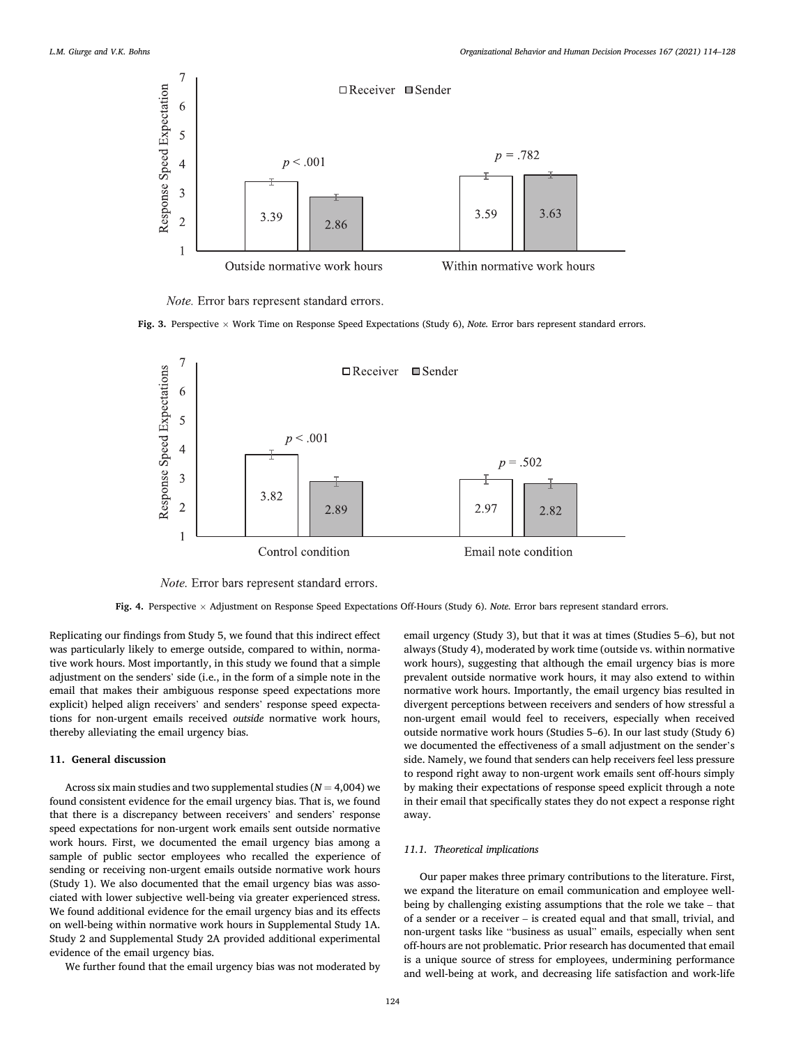Fig. 3. Perspective × Work Time on Response Speed Expectations (Study 6), *Note.* Error bars represent standard errors.

Fig. 4. Perspective × Adjustment on Response Speed Expectations Off-Hours (Study 6). *Note.* Error bars represent standard errors.

Replicating our findings from Study 5, we found that this indirect effect was particularly likely to emerge outside, compared to within, normative work hours. Most importantly, in this study we found that a simple adjustment on the senders' side (i.e., in the form of a simple note in the email that makes their ambiguous response speed expectations more explicit) helped align receivers' and senders' response speed expectations for non-urgent emails received *outside* normative work hours, thereby alleviating the email urgency bias.

## 11. General discussion

Across six main studies and two supplemental studies ($N = 4{,}004$) we found consistent evidence for the email urgency bias. That is, we found that there is a discrepancy between receivers' and senders' response speed expectations for non-urgent work emails sent outside normative work hours. First, we documented the email urgency bias among a sample of public sector employees who recalled the experience of sending or receiving non-urgent emails outside normative work hours (Study 1). We also documented that the email urgency bias was associated with lower subjective well-being via greater experienced stress. We found additional evidence for the email urgency bias and its effects on well-being within normative work hours in Supplemental Study 1A. Study 2 and Supplemental Study 2A provided additional experimental evidence of the email urgency bias.

We further found that the email urgency bias was not moderated by email urgency (Study 3), but that it was at times (Studies 5–6), but not always (Study 4), moderated by work time (outside vs. within normative work hours), suggesting that although the email urgency bias is more prevalent outside normative work hours, it may also extend to within normative work hours. Importantly, the email urgency bias resulted in divergent perceptions between receivers and senders of how stressful a non-urgent email would feel to receivers, especially when received outside normative work hours (Studies 5–6). In our last study (Study 6) we documented the effectiveness of a small adjustment on the sender's side. Namely, we found that senders can help receivers feel less pressure to respond right away to non-urgent work emails sent off-hours simply by making their expectations of response speed explicit through a note in their email that specifically states they do not expect a response right away.

### 11.1. Theoretical implications

Our paper makes three primary contributions to the literature. First, we expand the literature on email communication and employee well-being by challenging existing assumptions that the role we take – that of a sender or a receiver – is created equal and that small, trivial, and non-urgent tasks like "business as usual" emails, especially when sent off-hours are not problematic. Prior research has documented that email is a unique source of stress for employees, undermining performance and well-being at work, and decreasing life satisfaction and work-life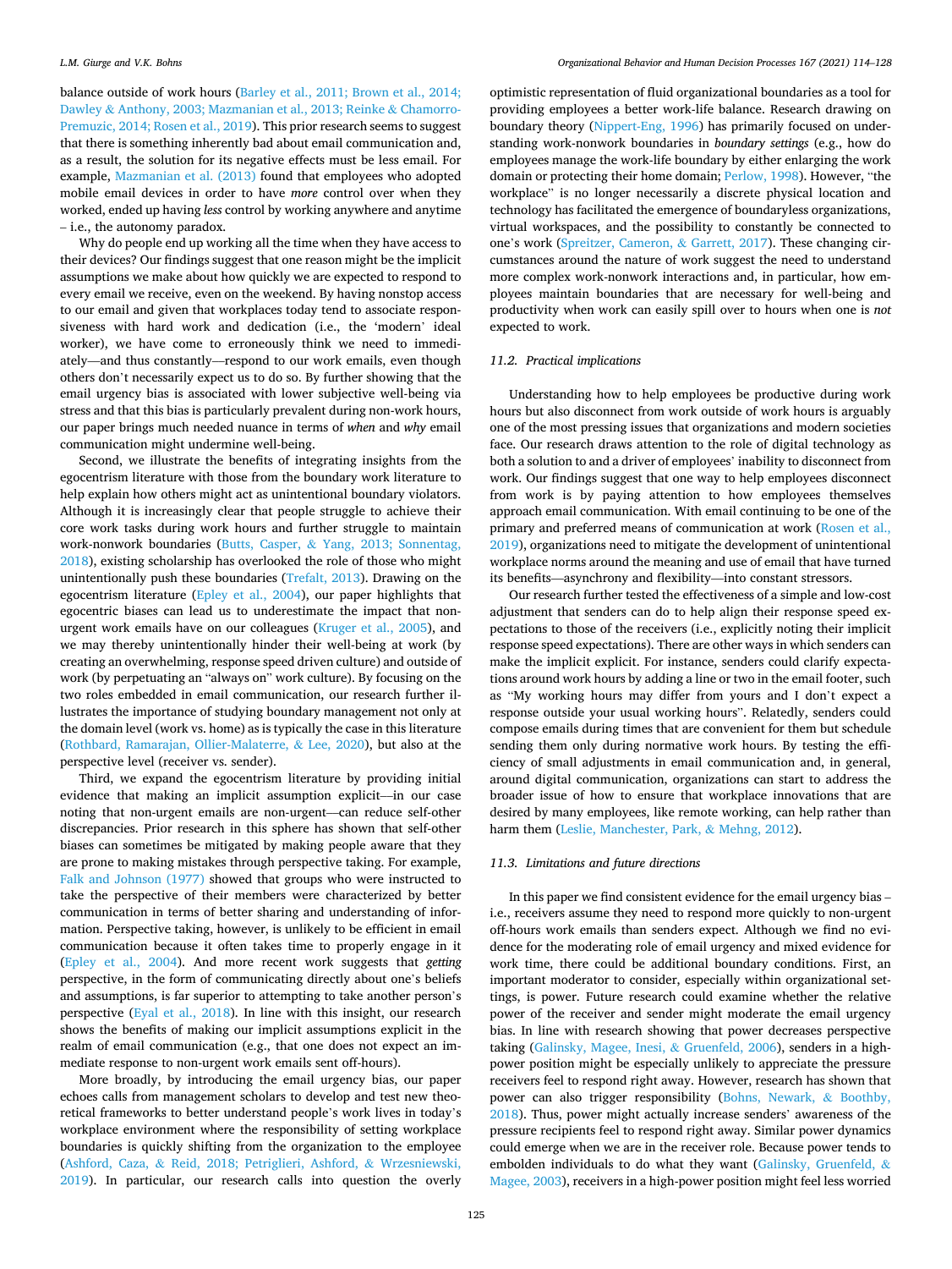balance outside of work hours (Barley et al., 2011; Brown et al., 2014; Dawley & Anthony, 2003; Mazmanian et al., 2013; Reinke & Chamorro-Premuzic, 2014; Rosen et al., 2019). This prior research seems to suggest that there is something inherently bad about email communication and, as a result, the solution for its negative effects must be less email. For example, Mazmanian et al. (2013) found that employees who adopted mobile email devices in order to have *more* control over when they worked, ended up having *less* control by working anywhere and anytime – i.e., the autonomy paradox.

Why do people end up working all the time when they have access to their devices? Our findings suggest that one reason might be the implicit assumptions we make about how quickly we are expected to respond to every email we receive, even on the weekend. By having nonstop access to our email and given that workplaces today tend to associate responsiveness with hard work and dedication (i.e., the 'modern' ideal worker), we have come to erroneously think we need to immediately—and thus constantly—respond to our work emails, even though others don't necessarily expect us to do so. By further showing that the email urgency bias is associated with lower subjective well-being via stress and that this bias is particularly prevalent during non-work hours, our paper brings much needed nuance in terms of *when* and *why* email communication might undermine well-being.

Second, we illustrate the benefits of integrating insights from the egocentrism literature with those from the boundary work literature to help explain how others might act as unintentional boundary violators. Although it is increasingly clear that people struggle to achieve their core work tasks during work hours and further struggle to maintain work-nonwork boundaries (Butts, Casper, & Yang, 2013; Sonnentag, 2018), existing scholarship has overlooked the role of those who might unintentionally push these boundaries (Trefalt, 2013). Drawing on the egocentrism literature (Epley et al., 2004), our paper highlights that egocentric biases can lead us to underestimate the impact that non-urgent work emails have on our colleagues (Kruger et al., 2005), and we may thereby unintentionally hinder their well-being at work (by creating an overwhelming, response speed driven culture) and outside of work (by perpetuating an "always on" work culture). By focusing on the two roles embedded in email communication, our research further illustrates the importance of studying boundary management not only at the domain level (work vs. home) as is typically the case in this literature (Rothbard, Ramarajan, Ollier-Malaterre, & Lee, 2020), but also at the perspective level (receiver vs. sender).

Third, we expand the egocentrism literature by providing initial evidence that making an implicit assumption explicit—in our case noting that non-urgent emails are non-urgent—can reduce self-other discrepancies. Prior research in this sphere has shown that self-other biases can sometimes be mitigated by making people aware that they are prone to making mistakes through perspective taking. For example, Falk and Johnson (1977) showed that groups who were instructed to take the perspective of their members were characterized by better communication in terms of better sharing and understanding of information. Perspective taking, however, is unlikely to be efficient in email communication because it often takes time to properly engage in it (Epley et al., 2004). And more recent work suggests that *getting* perspective, in the form of communicating directly about one's beliefs and assumptions, is far superior to attempting to take another person's perspective (Eyal et al., 2018). In line with this insight, our research shows the benefits of making our implicit assumptions explicit in the realm of email communication (e.g., that one does not expect an immediate response to non-urgent work emails sent off-hours).

More broadly, by introducing the email urgency bias, our paper echoes calls from management scholars to develop and test new theoretical frameworks to better understand people's work lives in today's workplace environment where the responsibility of setting workplace boundaries is quickly shifting from the organization to the employee (Ashford, Caza, & Reid, 2018; Petriglieri, Ashford, & Wrzesniewski, 2019). In particular, our research calls into question the overly optimistic representation of fluid organizational boundaries as a tool for providing employees a better work-life balance. Research drawing on boundary theory (Nippert-Eng, 1996) has primarily focused on understanding work-nonwork boundaries in *boundary settings* (e.g., how do employees manage the work-life boundary by either enlarging the work domain or protecting their home domain; Perlow, 1998). However, "the workplace" is no longer necessarily a discrete physical location and technology has facilitated the emergence of boundaryless organizations, virtual workspaces, and the possibility to constantly be connected to one's work (Spreitzer, Cameron, & Garrett, 2017). These changing circumstances around the nature of work suggest the need to understand more complex work-nonwork interactions and, in particular, how employees maintain boundaries that are necessary for well-being and productivity when work can easily spill over to hours when one is *not* expected to work.

### 11.2. Practical implications

Understanding how to help employees be productive during work hours but also disconnect from work outside of work hours is arguably one of the most pressing issues that organizations and modern societies face. Our research draws attention to the role of digital technology as both a solution to and a driver of employees' inability to disconnect from work. Our findings suggest that one way to help employees disconnect from work is by paying attention to how employees themselves approach email communication. With email continuing to be one of the primary and preferred means of communication at work (Rosen et al., 2019), organizations need to mitigate the development of unintentional workplace norms around the meaning and use of email that have turned its benefits—asynchrony and flexibility—into constant stressors.

Our research further tested the effectiveness of a simple and low-cost adjustment that senders can do to help align their response speed expectations to those of the receivers (i.e., explicitly noting their implicit response speed expectations). There are other ways in which senders can make the implicit explicit. For instance, senders could clarify expectations around work hours by adding a line or two in the email footer, such as "My working hours may differ from yours and I don't expect a response outside your usual working hours". Relatedly, senders could compose emails during times that are convenient for them but schedule sending them only during normative work hours. By testing the efficiency of small adjustments in email communication and, in general, around digital communication, organizations can start to address the broader issue of how to ensure that workplace innovations that are desired by many employees, like remote working, can help rather than harm them (Leslie, Manchester, Park, & Mehng, 2012).

### 11.3. Limitations and future directions

In this paper we find consistent evidence for the email urgency bias – i.e., receivers assume they need to respond more quickly to non-urgent off-hours work emails than senders expect. Although we find no evidence for the moderating role of email urgency and mixed evidence for work time, there could be additional boundary conditions. First, an important moderator to consider, especially within organizational settings, is power. Future research could examine whether the relative power of the receiver and sender might moderate the email urgency bias. In line with research showing that power decreases perspective taking (Galinsky, Magee, Inesi, & Gruenfeld, 2006), senders in a high-power position might be especially unlikely to appreciate the pressure receivers feel to respond right away. However, research has shown that power can also trigger responsibility (Bohns, Newark, & Boothby, 2018). Thus, power might actually increase senders' awareness of the pressure recipients feel to respond right away. Similar power dynamics could emerge when we are in the receiver role. Because power tends to embolden individuals to do what they want (Galinsky, Gruenfeld, & Magee, 2003), receivers in a high-power position might feel less worried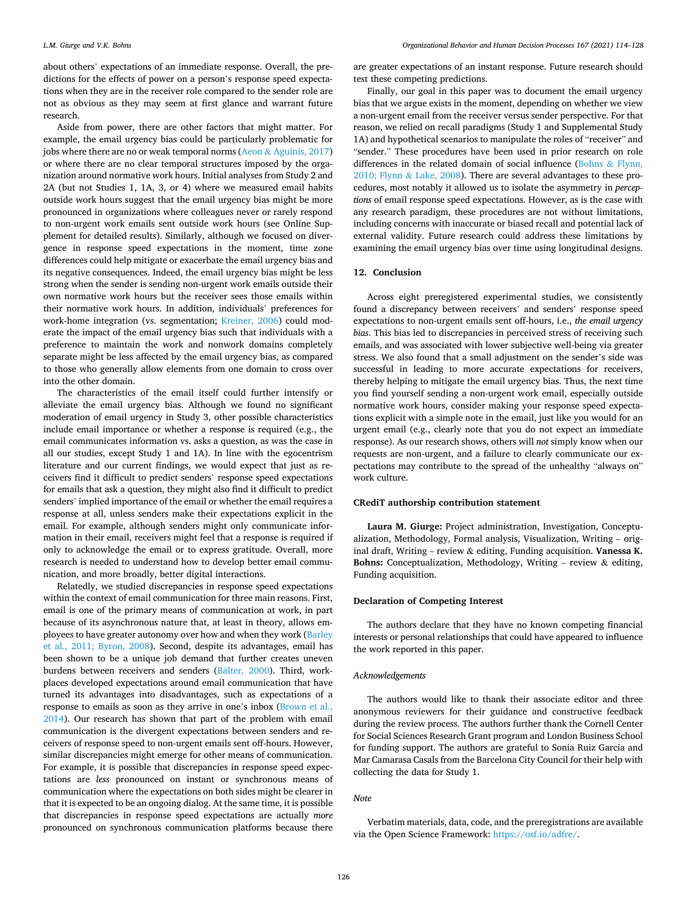about others' expectations of an immediate response. Overall, the predictions for the effects of power on a person's response speed expectations when they are in the receiver role compared to the sender role are not as obvious as they may seem at first glance and warrant future research.

Aside from power, there are other factors that might matter. For example, the email urgency bias could be particularly problematic for jobs where there are no or weak temporal norms (Aeon & Aguinis, 2017) or where there are no clear temporal structures imposed by the organization around normative work hours. Initial analyses from Study 2 and 2A (but not Studies 1, 1A, 3, or 4) where we measured email habits outside work hours suggest that the email urgency bias might be more pronounced in organizations where colleagues never or rarely respond to non-urgent work emails sent outside work hours (see Online Supplement for detailed results). Similarly, although we focused on divergence in response speed expectations in the moment, time zone differences could help mitigate or exacerbate the email urgency bias and its negative consequences. Indeed, the email urgency bias might be less strong when the sender is sending non-urgent work emails outside their own normative work hours but the receiver sees those emails within their normative work hours. In addition, individuals' preferences for work-home integration (vs. segmentation; Kreiner, 2006) could moderate the impact of the email urgency bias such that individuals with a preference to maintain the work and nonwork domains completely separate might be less affected by the email urgency bias, as compared to those who generally allow elements from one domain to cross over into the other domain.

The characteristics of the email itself could further intensify or alleviate the email urgency bias. Although we found no significant moderation of email urgency in Study 3, other possible characteristics include email importance or whether a response is required (e.g., the email communicates information vs. asks a question, as was the case in all our studies, except Study 1 and 1A). In line with the egocentrism literature and our current findings, we would expect that just as receivers find it difficult to predict senders' response speed expectations for emails that ask a question, they might also find it difficult to predict senders' implied importance of the email or whether the email requires a response at all, unless senders make their expectations explicit in the email. For example, although senders might only communicate information in their email, receivers might feel that a response is required if only to acknowledge the email or to express gratitude. Overall, more research is needed to understand how to develop better email communication, and more broadly, better digital interactions.

Relatedly, we studied discrepancies in response speed expectations within the context of email communication for three main reasons. First, email is one of the primary means of communication at work, in part because of its asynchronous nature that, at least in theory, allows employees to have greater autonomy over how and when they work (Barley et al., 2011; Byron, 2008). Second, despite its advantages, email has been shown to be a unique job demand that further creates uneven burdens between receivers and senders (Bälter, 2000). Third, workplaces developed expectations around email communication that have turned its advantages into disadvantages, such as expectations of a response to emails as soon as they arrive in one's inbox (Brown et al., 2014). Our research has shown that part of the problem with email communication is the divergent expectations between senders and receivers of response speed to non-urgent emails sent off-hours. However, similar discrepancies might emerge for other means of communication. For example, it is possible that discrepancies in response speed expectations are *less* pronounced on instant or synchronous means of communication where the expectations on both sides might be clearer in that it is expected to be an ongoing dialog. At the same time, it is possible that discrepancies in response speed expectations are actually *more* pronounced on synchronous communication platforms because there are greater expectations of an instant response. Future research should test these competing predictions.

Finally, our goal in this paper was to document the email urgency bias that we argue exists in the moment, depending on whether we view a non-urgent email from the receiver versus sender perspective. For that reason, we relied on recall paradigms (Study 1 and Supplemental Study 1A) and hypothetical scenarios to manipulate the roles of "receiver" and "sender." These procedures have been used in prior research on role differences in the related domain of social influence (Bohns & Flynn, 2010; Flynn & Lake, 2008). There are several advantages to these procedures, most notably it allowed us to isolate the asymmetry in *perceptions* of email response speed expectations. However, as is the case with any research paradigm, these procedures are not without limitations, including concerns with inaccurate or biased recall and potential lack of external validity. Future research could address these limitations by examining the email urgency bias over time using longitudinal designs.

## 12. Conclusion

Across eight preregistered experimental studies, we consistently found a discrepancy between receivers' and senders' response speed expectations to non-urgent emails sent off-hours, i.e., *the email urgency bias*. This bias led to discrepancies in perceived stress of receiving such emails, and was associated with lower subjective well-being via greater stress. We also found that a small adjustment on the sender's side was successful in leading to more accurate expectations for receivers, thereby helping to mitigate the email urgency bias. Thus, the next time you find yourself sending a non-urgent work email, especially outside normative work hours, consider making your response speed expectations explicit with a simple note in the email, just like you would for an urgent email (e.g., clearly note that you do not expect an immediate response). As our research shows, others will *not* simply know when our requests are non-urgent, and a failure to clearly communicate our expectations may contribute to the spread of the unhealthy "always on" work culture.

### CRediT authorship contribution statement

**Laura M. Giurge:** Project administration, Investigation, Conceptualization, Methodology, Formal analysis, Visualization, Writing – original draft, Writing – review & editing, Funding acquisition. **Vanessa K. Bohns:** Conceptualization, Methodology, Writing – review & editing, Funding acquisition.

### Declaration of Competing Interest

The authors declare that they have no known competing financial interests or personal relationships that could have appeared to influence the work reported in this paper.

### *Acknowledgements*

The authors would like to thank their associate editor and three anonymous reviewers for their guidance and constructive feedback during the review process. The authors further thank the Cornell Center for Social Sciences Research Grant program and London Business School for funding support. The authors are grateful to Sonia Ruiz Garcia and Mar Camarasa Casals from the Barcelona City Council for their help with collecting the data for Study 1.

### *Note*

Verbatim materials, data, code, and the preregistrations are available via the Open Science Framework: https://osf.io/adfre/.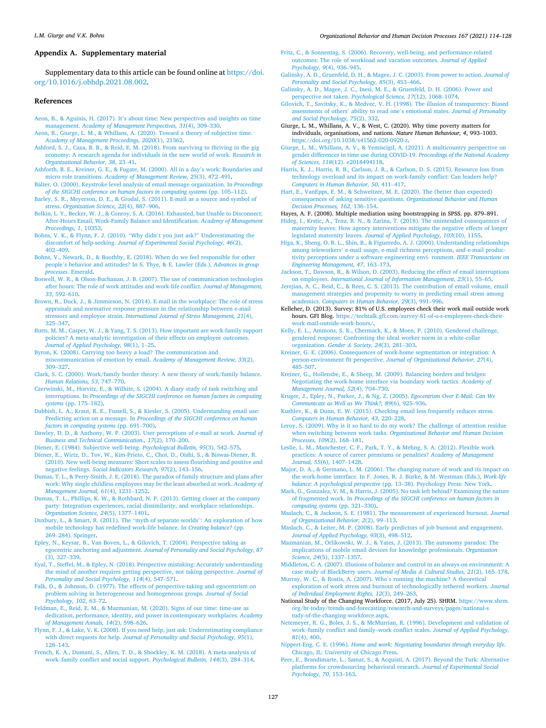## Appendix A. Supplementary material

Supplementary data to this article can be found online at https://doi.org/10.1016/j.obhdp.2021.08.002.

## References

Aeon, B., & Aguinis, H. (2017). It's about time: New perspectives and insights on time management. *Academy of Management Perspectives, 31*(4), 309–330.

Aeon, B., Giurge, L. M., & Whillans, A. (2020). Toward a theory of subjective time. *Academy of Management Proceedings, 2020*(1), 21362.

Ashford, S. J., Caza, B. B., & Reid, E. M. (2018). From surviving to thriving in the gig economy: A research agenda for individuals in the new world of work. *Research in Organizational Behavior, 38*, 23–41.

Ashforth, B. E., Kreiner, G. E., & Fugate, M. (2000). All in a day's work: Boundaries and micro role transitions. *Academy of Management Review, 25*(3), 472–491.

Bälter, O. (2000). Keystroke level analysis of email message organization. In *Proceedings of the SIGCHI conference on human factors in computing systems* (pp. 105–112).

Barley, S. R., Meyerson, D. E., & Grodal, S. (2011). E-mail as a source and symbol of stress. *Organization Science, 22*(4), 887–906.

Belkin, L. Y., Becker, W. J., & Conroy, S. A. (2016). Exhausted, but Unable to Disconnect: After-Hours Email, Work-Family Balance and Identification. *Academy of Management Proceedings, 1*, 10353.

Bohns, V. K., & Flynn, F. J. (2010). "Why didn't you just ask?" Underestimating the discomfort of help-seeking. *Journal of Experimental Social Psychology, 46*(2), 402–409.

Bohns, V., Newark, D., & Boothby, E. (2018). When do we feel responsible for other people's behavior and attitudes? In S. Thye, & E. Lawler (Eds.), *Advances in group processes*. Emerald.

Boswell, W. R., & Olson-Buchanan, J. B. (2007). The use of communication technologies after hours: The role of work attitudes and work-life conflict. *Journal of Management, 33*, 592–610.

Brown, R., Duck, J., & Jimmieson, N. (2014). E-mail in the workplace: The role of stress appraisals and normative response pressure in the relationship between e-mail stressors and employee strain. *International Journal of Stress Management, 21*(4), 325–347.

Butts, M. M., Casper, W. J., & Yang, T. S. (2013). How important are work-family support policies? A meta-analytic investigation of their effects on employee outcomes. *Journal of Applied Psychology, 98*(1), 1–25.

Byron, K. (2008). Carrying too heavy a load? The communication and miscommunication of emotion by email. *Academy of Management Review, 33*(2), 309–327.

Clark, S. C. (2000). Work/family border theory: A new theory of work/family balance. *Human Relations, 53*, 747–770.

Czerwinski, M., Horvitz, E., & Wilhite, S. (2004). A diary study of task switching and interruptions. In *Proceedings of the SIGCHI conference on human factors in computing systems* (pp. 175–182).

Dabbish, L. A., Kraut, R. E., Fussell, S., & Kiesler, S. (2005). Understanding email use: Predicting action on a message. In *Proceedings of the SIGCHI conference on human factors in computing systems* (pp. 691–700).

Dawley, D. D., & Anthony, W. P. (2003). User perceptions of e-mail at work. *Journal of Business and Technical Communication., 17*(2), 170–200.

Diener, E. (1984). Subjective well-being. *Psychological Bulletin, 95*(3), 542–575.

Diener, E., Wirtz, D., Tov, W., Kim-Prieto, C., Choi, D., Oishi, S., & Biswas-Diener, R. (2010). New well-being measures: Short scales to assess flourishing and positive and negative feelings. *Social Indicators Research, 97*(2), 143–156.

Dumas, T. L., & Perry-Smith, J. E. (2018). The paradox of family structure and plans after work: Why single childless employees may be the least absorbed at work. *Academy of Management Journal, 61*(4), 1231–1252.

Dumas, T. L., Phillips, K. W., & Rothbard, N. P. (2013). Getting closer at the company party: Integration experiences, racial dissimilarity, and workplace relationships. *Organization Science, 24*(5), 1377–1401.

Duxbury, L., & Smart, R. (2011). The "myth of separate worlds": An exploration of how mobile technology has redefined work-life balance. In *Creating balance?* (pp. 269–284). Springer.

Epley, N., Keysar, B., Van Boven, L., & Gilovich, T. (2004). Perspective taking as egocentric anchoring and adjustment. *Journal of Personality and Social Psychology, 87*(3), 327–339.

Eyal, T., Steffel, M., & Epley, N. (2018). Perspective mistaking: Accurately understanding the mind of another requires getting perspective, not taking perspective. *Journal of Personality and Social Psychology, 114*(4), 547–571.

Falk, D., & Johnson, D. (1977). The effects of perspective-taking and egocentrism on problem solving in heterogeneous and homogeneous groups. *Journal of Social Psychology, 102*, 63–72.

Feldman, E., Reid, E. M., & Mazmanian, M. (2020). Signs of our time: time-use as dedication, performance, identity, and power in contemporary workplaces. *Academy of Management Annals, 14*(2), 598–626.

Flynn, F. J., & Lake, V. K. (2008). If you need help, just ask: Underestimating compliance with direct requests for help. *Journal of Personality and Social Psychology, 95*(1), 128–143.

French, K. A., Dumani, S., Allen, T. D., & Shockley, K. M. (2018). A meta-analysis of work–family conflict and social support. *Psychological Bulletin, 144*(3), 284–314.

Fritz, C., & Sonnentag, S. (2006). Recovery, well-being, and performance-related outcomes: The role of workload and vacation outcomes. *Journal of Applied Psychology, 9*(4), 936–945.

Galinsky, A. D., Gruenfeld, D. H., & Magee, J. C. (2003). From power to action. *Journal of Personality and Social Psychology, 85*(3), 453–466.

Galinsky, A. D., Magee, J. C., Inesi, M. E., & Gruenfeld, D. H. (2006). Power and perspective not taken. *Psychological Science, 17*(12), 1068–1074.

Gilovich, T., Savitsky, K., & Medvec, V. H. (1998). The illusion of transparency: Biased assessments of others' ability to read one's emotional states. *Journal of Personality and Social Psychology, 75*(2), 332.

Giurge, L. M., Whillans, A. V., & West, C. (2020). Why time poverty matters for individuals, organisations, and nations. *Nature Human Behaviour, 4*, 993–1003. https://doi.org/10.1038/s41562-020-0920-z.

Giurge, L. M., Whillans, A. V., & Yemiscigil, A. (2021). A multicountry perspective on gender differences in time use during COVID-19. *Proceedings of the National Academy of Sciences, 118*(12). e2018494118.

Harris, K. J., Harris, R. B., Carlson, J. R., & Carlson, D. S. (2015). Resource loss from technology overload and its impact on work-family conflict: Can leaders help? *Computers in Human Behavior, 50*, 411–417.

Hart, E., VanEpps, E. M., & Schweitzer, M. E. (2020). The (better than expected) consequences of asking sensitive questions. *Organizational Behavior and Human Decision Processes, 162*, 136–154.

Hayes, A. F. (2008). Multiple mediation using bootstrapping in SPSS. pp. 879–891.

Hideg, I., Krstic, A., Trau, R. N., & Zarina, T. (2018). The unintended consequences of maternity leaves: How agency interventions mitigate the negative effects of longer legislated maternity leaves. *Journal of Applied Psychology, 103*(10), 1155.

Higa, K., Sheng, O. R. L., Shin, B., & Figueredo, A. J. (2000). Understanding relationships among teleworkers' e-mail usage, e-mail richness perceptions, and e-mail productivity perceptions under a software engineering envi- ronment. *IEEE Transactions on Engineering Management, 47*, 163–173.

Jackson, T., Dawson, R., & Wilson, D. (2003). Reducing the effect of email interruptions on employees. *International Journal of Information Management, 23*(1), 55–65.

Jerejian, A. C., Reid, C., & Rees, C. S. (2013). The contribution of email volume, email management strategies and propensity to worry in predicting email stress among academics. *Computers in Human Behavior, 29*(3), 991–996.

Kelleher, D. (2013). Survey: 81% of U.S. employees check their work mail outside work hours. GFI Blog. https://techtalk.gfi.com/survey-81-of-u-s-employees-check-their-work-mail-outside-work-hours/.

Kelly, E. L., Ammons, S. K., Chermack, K., & Moen, P. (2010). Gendered challenge, gendered response: Confronting the ideal worker norm in a white-collar organization. *Gender & Society, 24*(3), 281–303.

Kreiner, G. E. (2006). Consequences of work-home segmentation or integration: A person-environment fit perspective. *Journal of Organizational Behavior, 27*(4), 485–507.

Kreiner, G., Hollensbe, E., & Sheep, M. (2009). Balancing borders and bridges: Negotiating the work-home interface via boundary work tactics. *Academy of Management Journal, 52*(4), 704–730.

Kruger, J., Epley, N., Parker, J., & Ng, Z. (2005). *Egocentrism Over E-Mail: Can We Communicate as Well as We Think?, 89*(6), 925–936.

Kushlev, K., & Dunn, E. W. (2015). Checking email less frequently reduces stress. *Computers in Human Behavior, 43*, 220–228.

Leroy, S. (2009). Why is it so hard to do my work? The challenge of attention residue when switching between work tasks. *Organizational Behavior and Human Decision Processes, 109*(2), 168–181.

Leslie, L. M., Manchester, C. F., Park, T. Y., & Mehng, S. A. (2012). Flexible work practices: A source of career premiums or penalties? *Academy of Management Journal, 55*(6), 1407–1428.

Major, D. A., & Germano, L. M. (2006). The changing nature of work and its impact on the work-home interface. In F. Jones, R. J. Burke, & M. Westman (Eds.), *Work-life balance: A psychological perspective* (pp. 13–38). Psychology Press: New York.

Mark, G., Gonzalez, V. M., & Harris, J. (2005). No task left behind? Examining the nature of fragmented work. In *Proceedings of the SIGCHI conference on human factors in computing systems* (pp. 321–330).

Maslach, C., & Jackson, S. E. (1981). The measurement of experienced burnout. *Journal of Organizational Behavior, 2*(2), 99–113.

Maslach, C., & Leiter, M. P. (2008). Early predictors of job burnout and engagement. *Journal of Applied Psychology, 93*(3), 498–512.

Mazmanian, M., Orlikowski, W. J., & Yates, J. (2013). The autonomy paradox: The implications of mobile email devices for knowledge professionals. *Organization Science, 24*(5), 1337–1357.

Middleton, C. A. (2007). Illusions of balance and control in an always-on environment: A case study of BlackBerry users. *Journal of Media & Cultural Studies, 21*(2), 165–178.

Murray, W. C., & Rostis, A. (2007). Who's running the machine? A theoretical exploration of work stress and burnout of technologically tethered workers. *Journal of Individual Employment Rights, 12*(3), 249–263.

National Study of the Changing Workforce. (2017, July 25). SHRM. https://www.shrm.org/hr-today/trends-and-forecasting/research-and-surveys/pages/national-study-of-the-changing-workforce.aspx.

Netemeyer, R. G., Boles, J. S., & McMurrian, R. (1996). Development and validation of work–family conflict and family–work conflict scales. *Journal of Applied Psychology, 81*(4), 400.

Nippert-Eng, C. E. (1996). *Home and work: Negotiating boundaries through everyday life.* Chicago, IL: University of Chicago Press.

Peer, E., Brandimarte, L., Samat, S., & Acquisti, A. (2017). Beyond the Turk: Alternative platforms for crowdsourcing behavioral research. *Journal of Experimental Social Psychology, 70*, 153–163.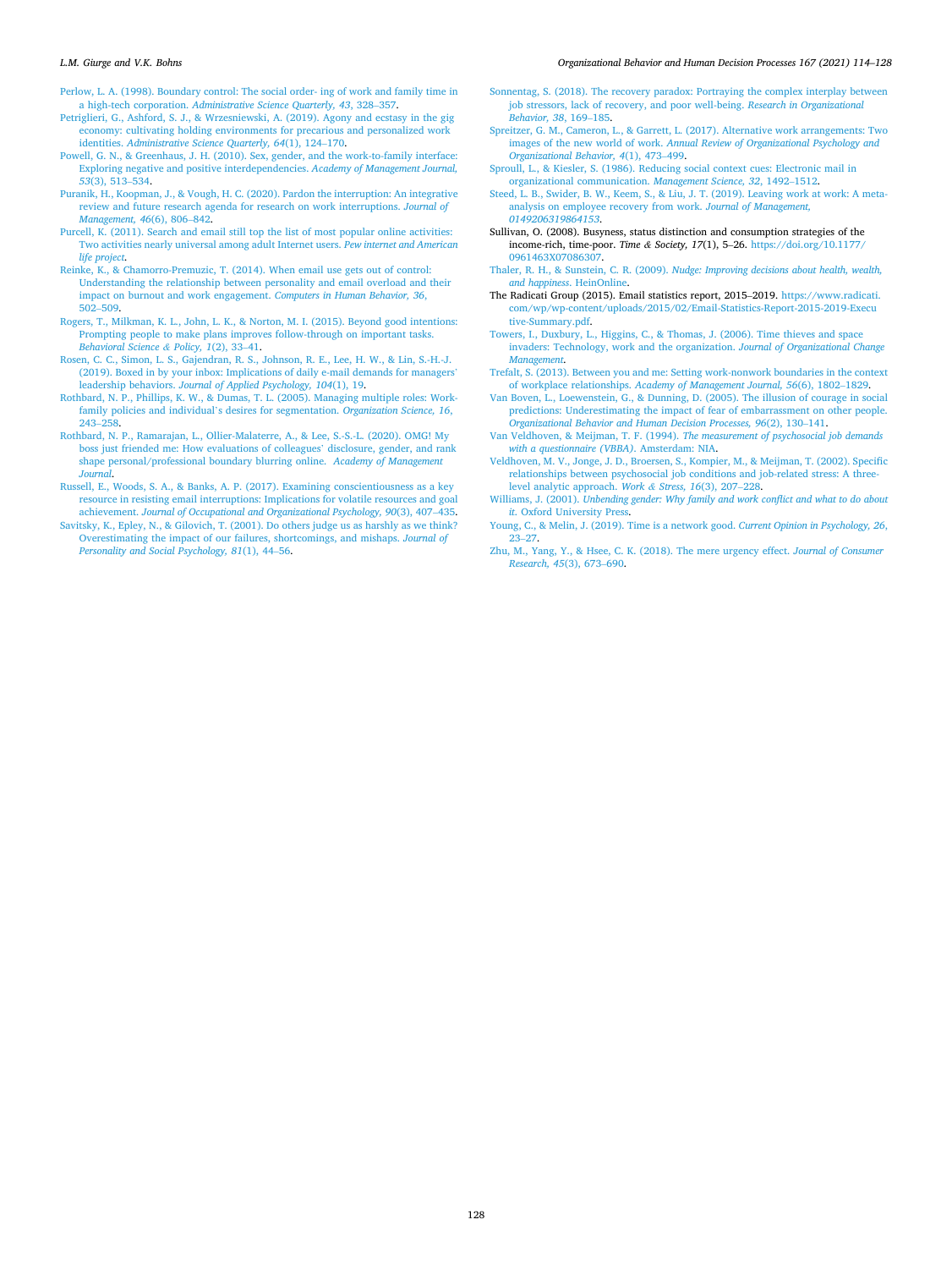Perlow, L. A. (1998). Boundary control: The social order- ing of work and family time in a high-tech corporation. *Administrative Science Quarterly, 43*, 328–357.

Petriglieri, G., Ashford, S. J., & Wrzesniewski, A. (2019). Agony and ecstasy in the gig economy: cultivating holding environments for precarious and personalized work identities. *Administrative Science Quarterly, 64*(1), 124–170.

Powell, G. N., & Greenhaus, J. H. (2010). Sex, gender, and the work-to-family interface: Exploring negative and positive interdependencies. *Academy of Management Journal, 53*(3), 513–534.

Puranik, H., Koopman, J., & Vough, H. C. (2020). Pardon the interruption: An integrative review and future research agenda for research on work interruptions. *Journal of Management, 46*(6), 806–842.

Purcell, K. (2011). Search and email still top the list of most popular online activities: Two activities nearly universal among adult Internet users. *Pew internet and American life project*.

Reinke, K., & Chamorro-Premuzic, T. (2014). When email use gets out of control: Understanding the relationship between personality and email overload and their impact on burnout and work engagement. *Computers in Human Behavior, 36*, 502–509.

Rogers, T., Milkman, K. L., John, L. K., & Norton, M. I. (2015). Beyond good intentions: Prompting people to make plans improves follow-through on important tasks. *Behavioral Science & Policy, 1*(2), 33–41.

Rosen, C. C., Simon, L. S., Gajendran, R. S., Johnson, R. E., Lee, H. W., & Lin, S.-H.-J. (2019). Boxed in by your inbox: Implications of daily e-mail demands for managers' leadership behaviors. *Journal of Applied Psychology, 104*(1), 19.

Rothbard, N. P., Phillips, K. W., & Dumas, T. L. (2005). Managing multiple roles: Work-family policies and individual`s desires for segmentation. *Organization Science, 16*, 243–258.

Rothbard, N. P., Ramarajan, L., Ollier-Malaterre, A., & Lee, S.-S.-L. (2020). OMG! My boss just friended me: How evaluations of colleagues' disclosure, gender, and rank shape personal/professional boundary blurring online. *Academy of Management Journal*.

Russell, E., Woods, S. A., & Banks, A. P. (2017). Examining conscientiousness as a key resource in resisting email interruptions: Implications for volatile resources and goal achievement. *Journal of Occupational and Organizational Psychology, 90*(3), 407–435.

Savitsky, K., Epley, N., & Gilovich, T. (2001). Do others judge us as harshly as we think? Overestimating the impact of our failures, shortcomings, and mishaps. *Journal of Personality and Social Psychology, 81*(1), 44–56.

Sonnentag, S. (2018). The recovery paradox: Portraying the complex interplay between job stressors, lack of recovery, and poor well-being. *Research in Organizational Behavior, 38*, 169–185.

Spreitzer, G. M., Cameron, L., & Garrett, L. (2017). Alternative work arrangements: Two images of the new world of work. *Annual Review of Organizational Psychology and Organizational Behavior, 4*(1), 473–499.

Sproull, L., & Kiesler, S. (1986). Reducing social context cues: Electronic mail in organizational communication. *Management Science, 32*, 1492–1512.

Steed, L. B., Swider, B. W., Keem, S., & Liu, J. T. (2019). Leaving work at work: A meta-analysis on employee recovery from work. *Journal of Management, 0149206319864153*.

Sullivan, O. (2008). Busyness, status distinction and consumption strategies of the income-rich, time-poor. *Time & Society, 17*(1), 5–26. https://doi.org/10.1177/0961463X07086307.

Thaler, R. H., & Sunstein, C. R. (2009). *Nudge: Improving decisions about health, wealth, and happiness*. HeinOnline.

The Radicati Group (2015). Email statistics report, 2015–2019. https://www.radicati.com/wp/wp-content/uploads/2015/02/Email-Statistics-Report-2015-2019-Executive-Summary.pdf.

Towers, I., Duxbury, L., Higgins, C., & Thomas, J. (2006). Time thieves and space invaders: Technology, work and the organization. *Journal of Organizational Change Management*.

Trefalt, S. (2013). Between you and me: Setting work-nonwork boundaries in the context of workplace relationships. *Academy of Management Journal, 56*(6), 1802–1829.

Van Boven, L., Loewenstein, G., & Dunning, D. (2005). The illusion of courage in social predictions: Underestimating the impact of fear of embarrassment on other people. *Organizational Behavior and Human Decision Processes, 96*(2), 130–141.

Van Veldhoven, & Meijman, T. F. (1994). *The measurement of psychosocial job demands with a questionnaire (VBBA)*. Amsterdam: NIA.

Veldhoven, M. V., Jonge, J. D., Broersen, S., Kompier, M., & Meijman, T. (2002). Specific relationships between psychosocial job conditions and job-related stress: A three-level analytic approach. *Work & Stress, 16*(3), 207–228.

Williams, J. (2001). *Unbending gender: Why family and work conflict and what to do about it*. Oxford University Press.

Young, C., & Melin, J. (2019). Time is a network good. *Current Opinion in Psychology, 26*, 23–27.

Zhu, M., Yang, Y., & Hsee, C. K. (2018). The mere urgency effect. *Journal of Consumer Research, 45*(3), 673–690.